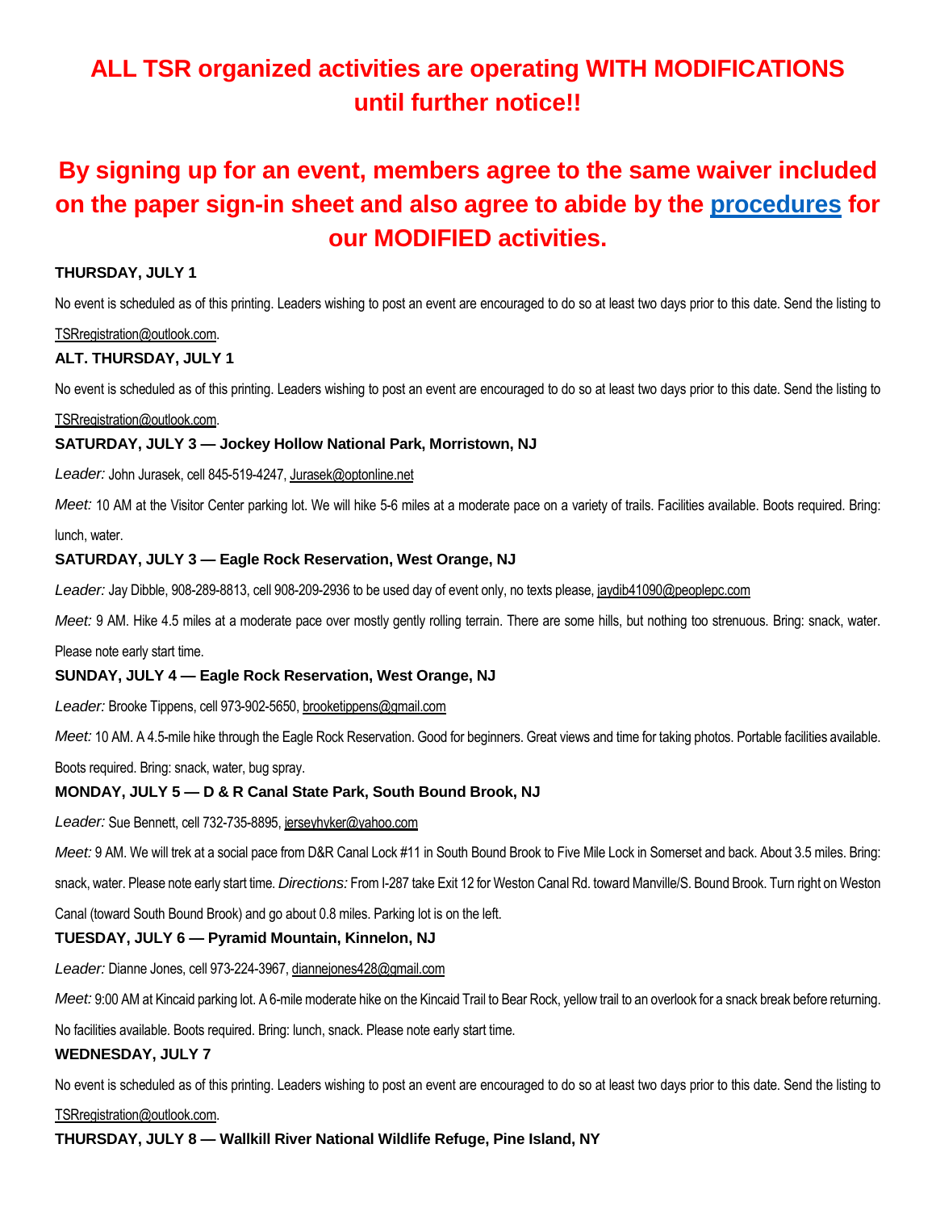# ALL TSR organized activities are operating WITH MODIFICATIONS until further notice!!

## By signing up for an event, members agree to the same waiver included on the paper sign-in sheet and also agree to abide by the procedures for our MODIFIED activities.

**THURSDAY, JULY 1**

No event is scheduled as of this printing. Leaders wishing to post an event are encouraged to do so at least two days prior to this date. Send the listing to TSRregistration@outlook.com.

**ALT. THURSDAY, JULY 1**

No event is scheduled as of this printing. Leaders wishing to post an event are encouraged to do so at least two days prior to this date. Send the listing to TSRregistration@outlook.com.

**SATURDAY, JULY 3 — Jockey Hollow National Park, Morristown, NJ**

*Leader:* John Jurasek, cell 845-519-4247, Jurasek@optonline.net

*Meet:* 10 AM at the Visitor Center parking lot. We will hike 5-6 miles at a moderate pace on a variety of trails. Facilities available. Boots required. Bring: lunch, water.

**SATURDAY, JULY 3 — Eagle Rock Reservation, West Orange, NJ**

*Leader:* Jay Dibble, 908-289-8813, cell 908-209-2936 to be used day of event only, no texts please, jaydib41090@peoplepc.com

*Meet:* 9 AM. Hike 4.5 miles at a moderate pace over mostly gently rolling terrain. There are some hills, but nothing too strenuous. Bring: snack, water. Please note early start time.

**SUNDAY, JULY 4 — Eagle Rock Reservation, West Orange, NJ**

*Leader:* Brooke Tippens, cell 973-902-5650, brooketippens@gmail.com

*Meet:* 10 AM. A 4.5-mile hike through the Eagle Rock Reservation. Good for beginners. Great views and time for taking photos. Portable facilities available. Boots required. Bring: snack, water, bug spray.

**MONDAY, JULY 5 — D & R Canal State Park, South Bound Brook, NJ**

*Leader:* Sue Bennett, cell 732-735-8895, jerseyhyker@yahoo.com

*Meet:* 9 AM. We will trek at a social pace from D&R Canal Lock #11 in South Bound Brook to Five Mile Lock in Somerset and back. About 3.5 miles. Bring: snack, water. Please note early start time. *Directions:* From I-287 take Exit 12 for Weston Canal Rd. toward Manville/S. Bound Brook. Turn right on Weston Canal (toward South Bound Brook) and go about 0.8 miles. Parking lot is on the left.

**TUESDAY, JULY 6 — Pyramid Mountain, Kinnelon, NJ**

*Leader:* Dianne Jones, cell 973-224-3967, diannejones428@gmail.com

*Meet:* 9:00 AM at Kincaid parking lot. A 6-mile moderate hike on the Kincaid Trail to Bear Rock, yellow trail to an overlook for a snack break before returning. No facilities available. Boots required. Bring: lunch, snack. Please note early start time.

**WEDNESDAY, JULY 7**

No event is scheduled as of this printing. Leaders wishing to post an event are encouraged to do so at least two days prior to this date. Send the listing to TSRregistration@outlook.com.

**THURSDAY, JULY 8 — Wallkill River National Wildlife Refuge, Pine Island, NY**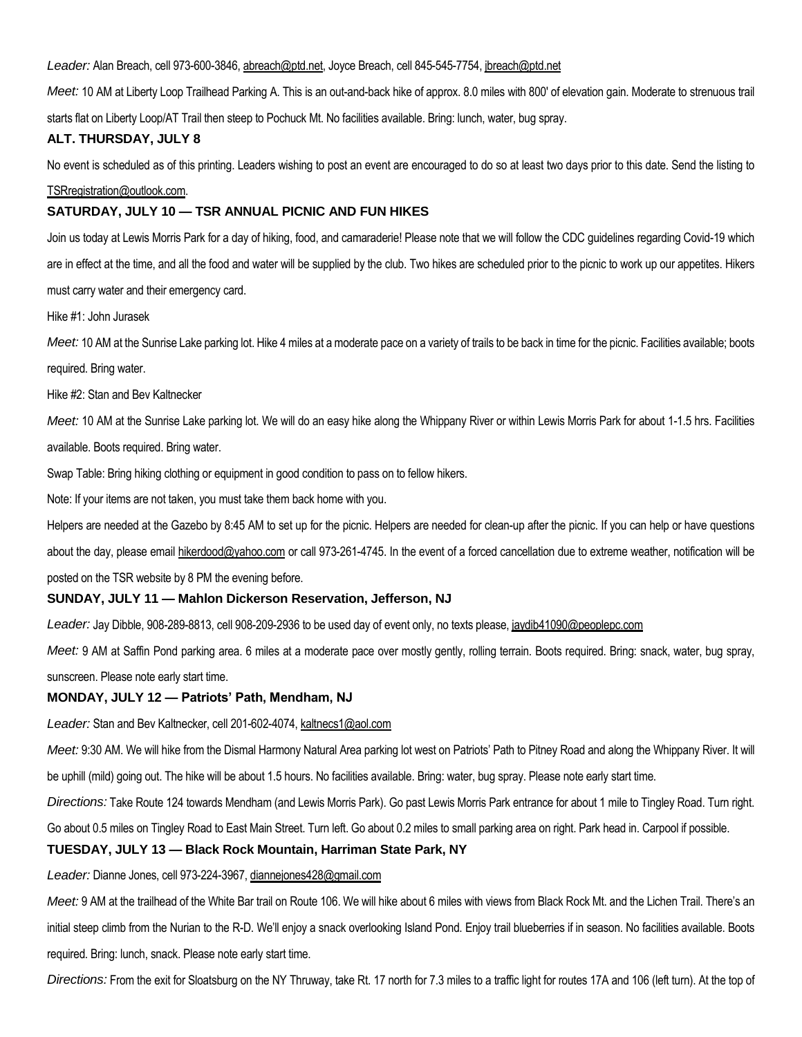*Leader:* Alan Breach, cell 973-600-3846, abreach@ptd.net, Joyce Breach, cell 845-545-7754, jbreach@ptd.net

*Meet:* 10 AM at Liberty Loop Trailhead Parking A. This is an out-and-back hike of approx. 8.0 miles with 800' of elevation gain. Moderate to strenuous trail starts flat on Liberty Loop/AT Trail then steep to Pochuck Mt. No facilities available. Bring: lunch, water, bug spray.

### ALT. THURSDAY, JULY 8

No event is scheduled as of this printing. Leaders wishing to post an event are encouraged to do so at least two days prior to this date. Send the listing to TSRregistration@outlook.com.

### SATURDAY, JULY 10 — TSR ANNUAL PICNIC AND FUN HIKES

Join us today at Lewis Morris Park for a day of hiking, food, and camaraderie! Please note that we will follow the CDC guidelines regarding Covid-19 which are in effect at the time, and all the food and water will be supplied by the club. Two hikes are scheduled prior to the picnic to work up our appetites. Hikers must carry water and their emergency card.

Hike #1: John Jurasek

*Meet:* 10 AM at the Sunrise Lake parking lot. Hike 4 miles at a moderate pace on a variety of trails to be back in time for the picnic. Facilities available; boots required. Bring water.

Hike #2: Stan and Bev Kaltnecker

*Meet:* 10 AM at the Sunrise Lake parking lot. We will do an easy hike along the Whippany River or within Lewis Morris Park for about 1-1.5 hrs. Facilities available. Boots required. Bring water.

Swap Table: Bring hiking clothing or equipment in good condition to pass on to fellow hikers.

Note: If your items are not taken, you must take them back home with you.

Helpers are needed at the Gazebo by 8:45 AM to set up for the picnic. Helpers are needed for clean-up after the picnic. If you can help or have questions about the day, please email hikerdood@yahoo.com or call 973-261-4745. In the event of a forced cancellation due to extreme weather, notification will be posted on the TSR website by 8 PM the evening before.

### SUNDAY, JULY 11 — Mahlon Dickerson Reservation, Jefferson, NJ

*Leader:* Jay Dibble, 908-289-8813, cell 908-209-2936 to be used day of event only, no texts please, jaydib41090@peoplepc.com

*Meet:* 9 AM at Saffin Pond parking area. 6 miles at a moderate pace over mostly gently, rolling terrain. Boots required. Bring: snack, water, bug spray, sunscreen. Please note early start time.

### MONDAY, JULY 12 — Patriots' Path, Mendham, NJ

*Leader:* Stan and Bev Kaltnecker, cell 201-602-4074, kaltnecs1@aol.com

*Meet:* 9:30 AM. We will hike from the Dismal Harmony Natural Area parking lot west on Patriots' Path to Pitney Road and along the Whippany River. It will be uphill (mild) going out. The hike will be about 1.5 hours. No facilities available. Bring: water, bug spray. Please note early start time.

*Directions:* Take Route 124 towards Mendham (and Lewis Morris Park). Go past Lewis Morris Park entrance for about 1 mile to Tingley Road. Turn right. Go about 0.5 miles on Tingley Road to East Main Street. Turn left. Go about 0.2 miles to small parking area on right. Park head in. Carpool if possible.

### TUESDAY, JULY 13 — Black Rock Mountain, Harriman State Park, NY

*Leader:* Dianne Jones, cell 973-224-3967, diannejones428@gmail.com

*Meet:* 9 AM at the trailhead of the White Bar trail on Route 106. We will hike about 6 miles with views from Black Rock Mt. and the Lichen Trail. There's an initial steep climb from the Nurian to the R-D. We'll enjoy a snack overlooking Island Pond. Enjoy trail blueberries if in season. No facilities available. Boots required. Bring: lunch, snack. Please note early start time.

*Directions:* From the exit for Sloatsburg on the NY Thruway, take Rt. 17 north for 7.3 miles to a traffic light for routes 17A and 106 (left turn). At the top of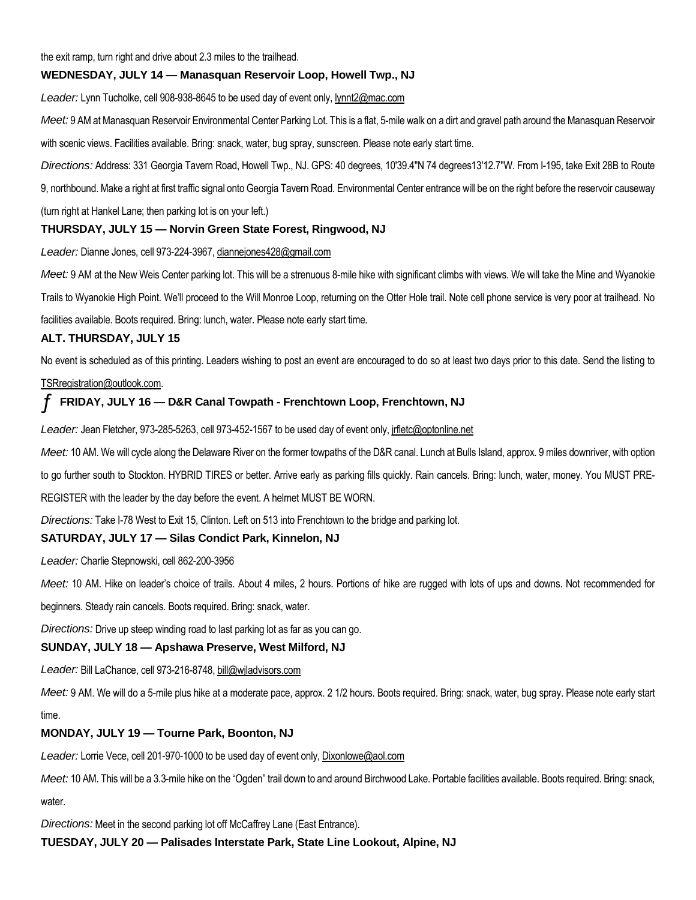the exit ramp, turn right and drive about 2.3 miles to the trailhead.

### WEDNESDAY, JULY 14 — Manasquan Reservoir Loop, Howell Twp., NJ

*Leader:* Lynn Tucholke, cell 908-938-8645 to be used day of event only, lynnt2@mac.com

*Meet:* 9 AM at Manasquan Reservoir Environmental Center Parking Lot. This is a flat, 5-mile walk on a dirt and gravel path around the Manasquan Reservoir with scenic views. Facilities available. Bring: snack, water, bug spray, sunscreen. Please note early start time.

*Directions:* Address: 331 Georgia Tavern Road, Howell Twp., NJ. GPS: 40 degrees, 10'39.4"N 74 degrees13'12.7"W. From I-195, take Exit 28B to Route 9, northbound. Make a right at first traffic signal onto Georgia Tavern Road. Environmental Center entrance will be on the right before the reservoir causeway (turn right at Hankel Lane; then parking lot is on your left.)

### THURSDAY, JULY 15 — Norvin Green State Forest, Ringwood, NJ

*Leader:* Dianne Jones, cell 973-224-3967, diannejones428@gmail.com

*Meet:* 9 AM at the New Weis Center parking lot. This will be a strenuous 8-mile hike with significant climbs with views. We will take the Mine and Wyanokie Trails to Wyanokie High Point. We'll proceed to the Will Monroe Loop, returning on the Otter Hole trail. Note cell phone service is very poor at trailhead. No facilities available. Boots required. Bring: lunch, water. Please note early start time.

### ALT. THURSDAY, JULY 15

No event is scheduled as of this printing. Leaders wishing to post an event are encouraged to do so at least two days prior to this date. Send the listing to TSRregistration@outlook.com.

### ƒ FRIDAY, JULY 16 — D&R Canal Towpath - Frenchtown Loop, Frenchtown, NJ

*Leader:* Jean Fletcher, 973-285-5263, cell 973-452-1567 to be used day of event only, jrfletc@optonline.net

*Meet:* 10 AM. We will cycle along the Delaware River on the former towpaths of the D&R canal. Lunch at Bulls Island, approx. 9 miles downriver, with option to go further south to Stockton. HYBRID TIRES or better. Arrive early as parking fills quickly. Rain cancels. Bring: lunch, water, money. You MUST PRE-REGISTER with the leader by the day before the event. A helmet MUST BE WORN.

*Directions:* Take I-78 West to Exit 15, Clinton. Left on 513 into Frenchtown to the bridge and parking lot.

### SATURDAY, JULY 17 — Silas Condict Park, Kinnelon, NJ

*Leader:* Charlie Stepnowski, cell 862-200-3956

*Meet:* 10 AM. Hike on leader's choice of trails. About 4 miles, 2 hours. Portions of hike are rugged with lots of ups and downs. Not recommended for beginners. Steady rain cancels. Boots required. Bring: snack, water.

*Directions:* Drive up steep winding road to last parking lot as far as you can go.

### SUNDAY, JULY 18 — Apshawa Preserve, West Milford, NJ

*Leader:* Bill LaChance, cell 973-216-8748, bill@wjladvisors.com

*Meet:* 9 AM. We will do a 5-mile plus hike at a moderate pace, approx. 2 1/2 hours. Boots required. Bring: snack, water, bug spray. Please note early start time.

### MONDAY, JULY 19 — Tourne Park, Boonton, NJ

*Leader:* Lorrie Vece, cell 201-970-1000 to be used day of event only, Dixonlowe@aol.com

*Meet:* 10 AM. This will be a 3.3-mile hike on the "Ogden" trail down to and around Birchwood Lake. Portable facilities available. Boots required. Bring: snack, water.

*Directions:* Meet in the second parking lot off McCaffrey Lane (East Entrance).

### TUESDAY, JULY 20 — Palisades Interstate Park, State Line Lookout, Alpine, NJ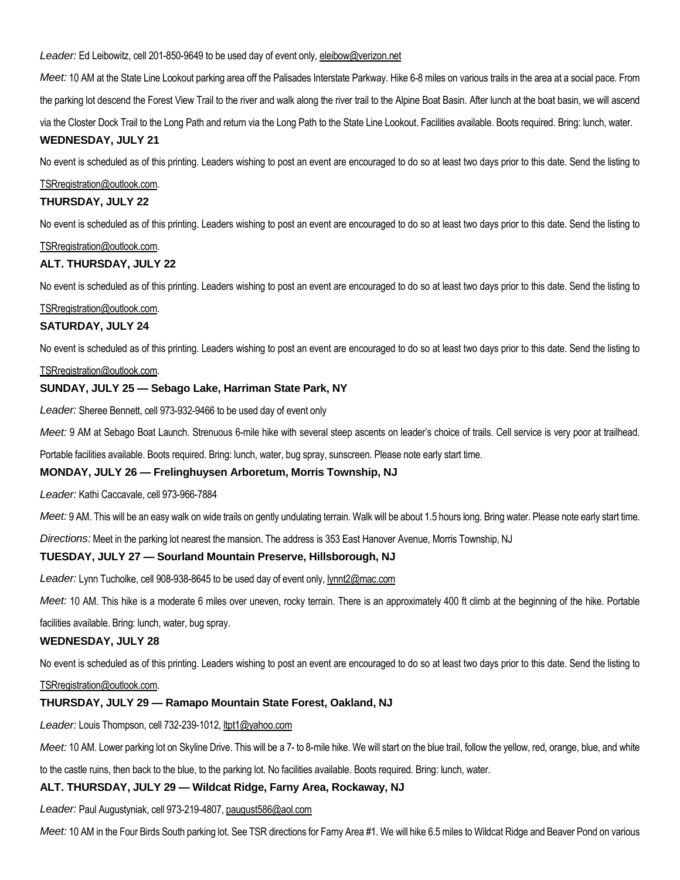*Leader:* Ed Leibowitz, cell 201-850-9649 to be used day of event only, eleibow@verizon.net

*Meet:* 10 AM at the State Line Lookout parking area off the Palisades Interstate Parkway. Hike 6-8 miles on various trails in the area at a social pace. From the parking lot descend the Forest View Trail to the river and walk along the river trail to the Alpine Boat Basin. After lunch at the boat basin, we will ascend via the Closter Dock Trail to the Long Path and return via the Long Path to the State Line Lookout. Facilities available. Boots required. Bring: lunch, water.

### WEDNESDAY, JULY 21

No event is scheduled as of this printing. Leaders wishing to post an event are encouraged to do so at least two days prior to this date. Send the listing to TSRregistration@outlook.com.

### THURSDAY, JULY 22

No event is scheduled as of this printing. Leaders wishing to post an event are encouraged to do so at least two days prior to this date. Send the listing to TSRregistration@outlook.com.

### ALT. THURSDAY, JULY 22

No event is scheduled as of this printing. Leaders wishing to post an event are encouraged to do so at least two days prior to this date. Send the listing to TSRregistration@outlook.com.

### SATURDAY, JULY 24

No event is scheduled as of this printing. Leaders wishing to post an event are encouraged to do so at least two days prior to this date. Send the listing to TSRregistration@outlook.com.

### SUNDAY, JULY 25 — Sebago Lake, Harriman State Park, NY

*Leader:* Sheree Bennett, cell 973-932-9466 to be used day of event only

*Meet:* 9 AM at Sebago Boat Launch. Strenuous 6-mile hike with several steep ascents on leader's choice of trails. Cell service is very poor at trailhead. Portable facilities available. Boots required. Bring: lunch, water, bug spray, sunscreen. Please note early start time.

### MONDAY, JULY 26 — Frelinghuysen Arboretum, Morris Township, NJ

*Leader:* Kathi Caccavale, cell 973-966-7884

*Meet:* 9 AM. This will be an easy walk on wide trails on gently undulating terrain. Walk will be about 1.5 hours long. Bring water. Please note early start time.

*Directions:* Meet in the parking lot nearest the mansion. The address is 353 East Hanover Avenue, Morris Township, NJ

### TUESDAY, JULY 27 — Sourland Mountain Preserve, Hillsborough, NJ

*Leader:* Lynn Tucholke, cell 908-938-8645 to be used day of event only, lynnt2@mac.com

*Meet:* 10 AM. This hike is a moderate 6 miles over uneven, rocky terrain. There is an approximately 400 ft climb at the beginning of the hike. Portable facilities available. Bring: lunch, water, bug spray.

### WEDNESDAY, JULY 28

No event is scheduled as of this printing. Leaders wishing to post an event are encouraged to do so at least two days prior to this date. Send the listing to TSRregistration@outlook.com.

### THURSDAY, JULY 29 — Ramapo Mountain State Forest, Oakland, NJ

*Leader:* Louis Thompson, cell 732-239-1012, ltpt1@yahoo.com

*Meet:* 10 AM. Lower parking lot on Skyline Drive. This will be a 7- to 8-mile hike. We will start on the blue trail, follow the yellow, red, orange, blue, and white to the castle ruins, then back to the blue, to the parking lot. No facilities available. Boots required. Bring: lunch, water.

### ALT. THURSDAY, JULY 29 — Wildcat Ridge, Farny Area, Rockaway, NJ

*Leader:* Paul Augustyniak, cell 973-219-4807, paugust586@aol.com

*Meet:* 10 AM in the Four Birds South parking lot. See TSR directions for Farny Area #1. We will hike 6.5 miles to Wildcat Ridge and Beaver Pond on various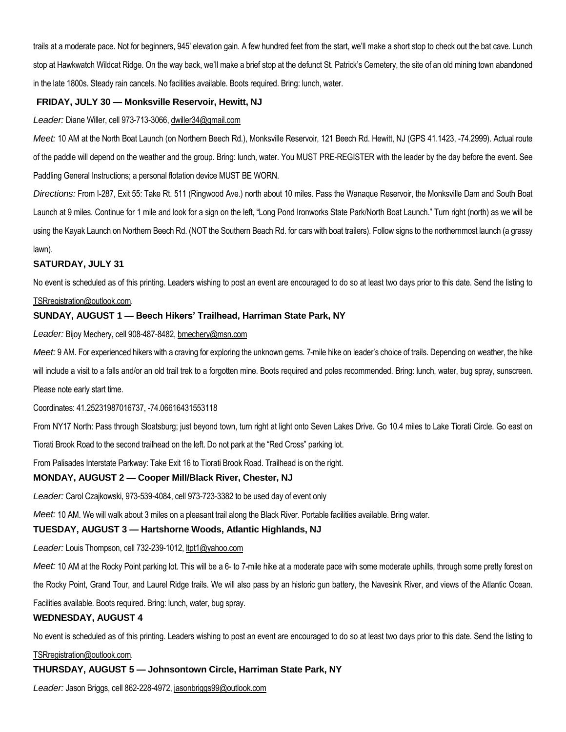trails at a moderate pace. Not for beginners, 945' elevation gain. A few hundred feet from the start, we'll make a short stop to check out the bat cave. Lunch stop at Hawkwatch Wildcat Ridge. On the way back, we'll make a brief stop at the defunct St. Patrick's Cemetery, the site of an old mining town abandoned in the late 1800s. Steady rain cancels. No facilities available. Boots required. Bring: lunch, water.

### FRIDAY, JULY 30 — Monksville Reservoir, Hewitt, NJ

*Leader:* Diane Willer, cell 973-713-3066, dwiller34@gmail.com

*Meet:* 10 AM at the North Boat Launch (on Northern Beech Rd.), Monksville Reservoir, 121 Beech Rd. Hewitt, NJ (GPS 41.1423, -74.2999). Actual route of the paddle will depend on the weather and the group. Bring: lunch, water. You MUST PRE-REGISTER with the leader by the day before the event. See Paddling General Instructions; a personal flotation device MUST BE WORN.

*Directions:* From I-287, Exit 55: Take Rt. 511 (Ringwood Ave.) north about 10 miles. Pass the Wanaque Reservoir, the Monksville Dam and South Boat Launch at 9 miles. Continue for 1 mile and look for a sign on the left, "Long Pond Ironworks State Park/North Boat Launch." Turn right (north) as we will be using the Kayak Launch on Northern Beech Rd. (NOT the Southern Beach Rd. for cars with boat trailers). Follow signs to the northernmost launch (a grassy lawn).

### SATURDAY, JULY 31

No event is scheduled as of this printing. Leaders wishing to post an event are encouraged to do so at least two days prior to this date. Send the listing to TSRregistration@outlook.com.

### SUNDAY, AUGUST 1 — Beech Hikers' Trailhead, Harriman State Park, NY

*Leader:* Bijoy Mechery, cell 908-487-8482, bmechery@msn.com

*Meet:* 9 AM. For experienced hikers with a craving for exploring the unknown gems. 7-mile hike on leader's choice of trails. Depending on weather, the hike will include a visit to a falls and/or an old trail trek to a forgotten mine. Boots required and poles recommended. Bring: lunch, water, bug spray, sunscreen. Please note early start time.

Coordinates: 41.25231987016737, -74.06616431553118

From NY17 North: Pass through Sloatsburg; just beyond town, turn right at light onto Seven Lakes Drive. Go 10.4 miles to Lake Tiorati Circle. Go east on Tiorati Brook Road to the second trailhead on the left. Do not park at the "Red Cross" parking lot.

From Palisades Interstate Parkway: Take Exit 16 to Tiorati Brook Road. Trailhead is on the right.

### MONDAY, AUGUST 2 — Cooper Mill/Black River, Chester, NJ

*Leader:* Carol Czajkowski, 973-539-4084, cell 973-723-3382 to be used day of event only

*Meet:* 10 AM. We will walk about 3 miles on a pleasant trail along the Black River. Portable facilities available. Bring water.

### TUESDAY, AUGUST 3 — Hartshorne Woods, Atlantic Highlands, NJ

*Leader:* Louis Thompson, cell 732-239-1012, ltpt1@yahoo.com

*Meet:* 10 AM at the Rocky Point parking lot. This will be a 6- to 7-mile hike at a moderate pace with some moderate uphills, through some pretty forest on the Rocky Point, Grand Tour, and Laurel Ridge trails. We will also pass by an historic gun battery, the Navesink River, and views of the Atlantic Ocean. Facilities available. Boots required. Bring: lunch, water, bug spray.

### WEDNESDAY, AUGUST 4

No event is scheduled as of this printing. Leaders wishing to post an event are encouraged to do so at least two days prior to this date. Send the listing to TSRregistration@outlook.com.

### THURSDAY, AUGUST 5 — Johnsontown Circle, Harriman State Park, NY

*Leader:* Jason Briggs, cell 862-228-4972, jasonbriggs99@outlook.com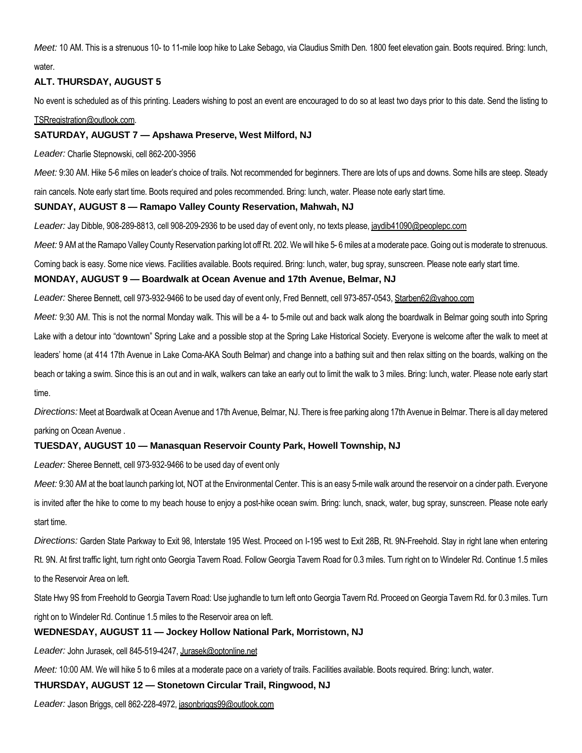*Meet:* 10 AM. This is a strenuous 10- to 11-mile loop hike to Lake Sebago, via Claudius Smith Den. 1800 feet elevation gain. Boots required. Bring: lunch, water.

### ALT. THURSDAY, AUGUST 5

No event is scheduled as of this printing. Leaders wishing to post an event are encouraged to do so at least two days prior to this date. Send the listing to TSRregistration@outlook.com.

### SATURDAY, AUGUST 7 — Apshawa Preserve, West Milford, NJ

*Leader:* Charlie Stepnowski, cell 862-200-3956

*Meet:* 9:30 AM. Hike 5-6 miles on leader's choice of trails. Not recommended for beginners. There are lots of ups and downs. Some hills are steep. Steady rain cancels. Note early start time. Boots required and poles recommended. Bring: lunch, water. Please note early start time.

### SUNDAY, AUGUST 8 — Ramapo Valley County Reservation, Mahwah, NJ

*Leader:* Jay Dibble, 908-289-8813, cell 908-209-2936 to be used day of event only, no texts please, jaydib41090@peoplepc.com

*Meet:* 9 AM at the Ramapo Valley County Reservation parking lot off Rt. 202. We will hike 5- 6 miles at a moderate pace. Going out is moderate to strenuous. Coming back is easy. Some nice views. Facilities available. Boots required. Bring: lunch, water, bug spray, sunscreen. Please note early start time.

### MONDAY, AUGUST 9 — Boardwalk at Ocean Avenue and 17th Avenue, Belmar, NJ

*Leader:* Sheree Bennett, cell 973-932-9466 to be used day of event only, Fred Bennett, cell 973-857-0543, Starben62@yahoo.com

*Meet:* 9:30 AM. This is not the normal Monday walk. This will be a 4- to 5-mile out and back walk along the boardwalk in Belmar going south into Spring Lake with a detour into "downtown" Spring Lake and a possible stop at the Spring Lake Historical Society. Everyone is welcome after the walk to meet at leaders' home (at 414 17th Avenue in Lake Coma-AKA South Belmar) and change into a bathing suit and then relax sitting on the boards, walking on the beach or taking a swim. Since this is an out and in walk, walkers can take an early out to limit the walk to 3 miles. Bring: lunch, water. Please note early start time.

*Directions:* Meet at Boardwalk at Ocean Avenue and 17th Avenue, Belmar, NJ. There is free parking along 17th Avenue in Belmar. There is all day metered parking on Ocean Avenue .

### TUESDAY, AUGUST 10 — Manasquan Reservoir County Park, Howell Township, NJ

*Leader:* Sheree Bennett, cell 973-932-9466 to be used day of event only

*Meet:* 9:30 AM at the boat launch parking lot, NOT at the Environmental Center. This is an easy 5-mile walk around the reservoir on a cinder path. Everyone is invited after the hike to come to my beach house to enjoy a post-hike ocean swim. Bring: lunch, snack, water, bug spray, sunscreen. Please note early start time.

*Directions:* Garden State Parkway to Exit 98, Interstate 195 West. Proceed on I-195 west to Exit 28B, Rt. 9N-Freehold. Stay in right lane when entering Rt. 9N. At first traffic light, turn right onto Georgia Tavern Road. Follow Georgia Tavern Road for 0.3 miles. Turn right on to Windeler Rd. Continue 1.5 miles to the Reservoir Area on left.

State Hwy 9S from Freehold to Georgia Tavern Road: Use jughandle to turn left onto Georgia Tavern Rd. Proceed on Georgia Tavern Rd. for 0.3 miles. Turn right on to Windeler Rd. Continue 1.5 miles to the Reservoir area on left.

### WEDNESDAY, AUGUST 11 — Jockey Hollow National Park, Morristown, NJ

*Leader:* John Jurasek, cell 845-519-4247, Jurasek@optonline.net

*Meet:* 10:00 AM. We will hike 5 to 6 miles at a moderate pace on a variety of trails. Facilities available. Boots required. Bring: lunch, water.

### THURSDAY, AUGUST 12 — Stonetown Circular Trail, Ringwood, NJ

*Leader:* Jason Briggs, cell 862-228-4972, jasonbriggs99@outlook.com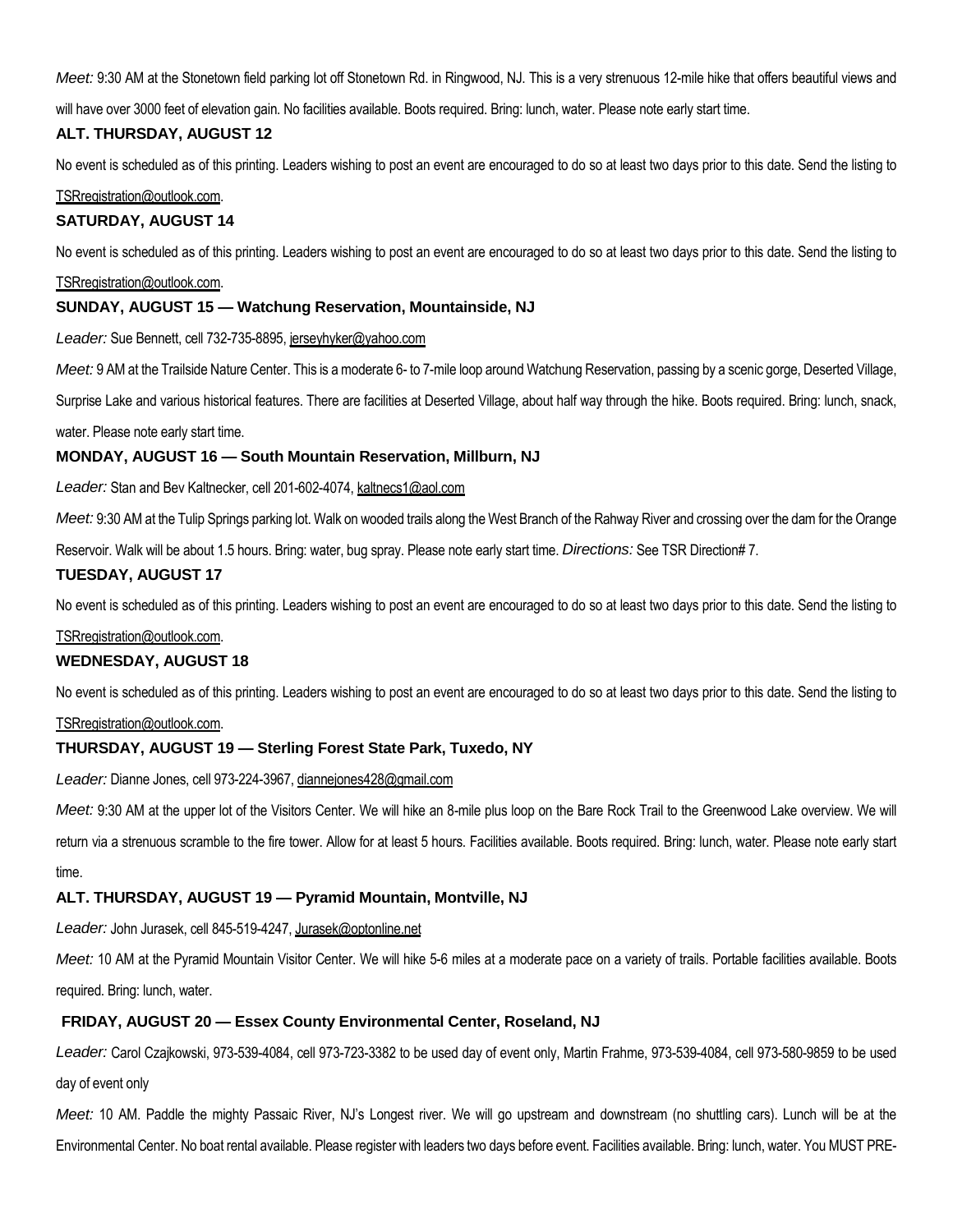*Meet:* 9:30 AM at the Stonetown field parking lot off Stonetown Rd. in Ringwood, NJ. This is a very strenuous 12-mile hike that offers beautiful views and will have over 3000 feet of elevation gain. No facilities available. Boots required. Bring: lunch, water. Please note early start time.

### ALT. THURSDAY, AUGUST 12

No event is scheduled as of this printing. Leaders wishing to post an event are encouraged to do so at least two days prior to this date. Send the listing to TSRregistration@outlook.com.

### SATURDAY, AUGUST 14

No event is scheduled as of this printing. Leaders wishing to post an event are encouraged to do so at least two days prior to this date. Send the listing to TSRregistration@outlook.com.

### SUNDAY, AUGUST 15 — Watchung Reservation, Mountainside, NJ

*Leader:* Sue Bennett, cell 732-735-8895, jerseyhyker@yahoo.com

*Meet:* 9 AM at the Trailside Nature Center. This is a moderate 6- to 7-mile loop around Watchung Reservation, passing by a scenic gorge, Deserted Village, Surprise Lake and various historical features. There are facilities at Deserted Village, about half way through the hike. Boots required. Bring: lunch, snack, water. Please note early start time.

### MONDAY, AUGUST 16 — South Mountain Reservation, Millburn, NJ

*Leader:* Stan and Bev Kaltnecker, cell 201-602-4074, kaltnecs1@aol.com

*Meet:* 9:30 AM at the Tulip Springs parking lot. Walk on wooded trails along the West Branch of the Rahway River and crossing over the dam for the Orange Reservoir. Walk will be about 1.5 hours. Bring: water, bug spray. Please note early start time. *Directions:* See TSR Direction# 7.

### TUESDAY, AUGUST 17

No event is scheduled as of this printing. Leaders wishing to post an event are encouraged to do so at least two days prior to this date. Send the listing to TSRregistration@outlook.com.

### WEDNESDAY, AUGUST 18

No event is scheduled as of this printing. Leaders wishing to post an event are encouraged to do so at least two days prior to this date. Send the listing to TSRregistration@outlook.com.

### THURSDAY, AUGUST 19 — Sterling Forest State Park, Tuxedo, NY

*Leader:* Dianne Jones, cell 973-224-3967, diannejones428@gmail.com

*Meet:* 9:30 AM at the upper lot of the Visitors Center. We will hike an 8-mile plus loop on the Bare Rock Trail to the Greenwood Lake overview. We will return via a strenuous scramble to the fire tower. Allow for at least 5 hours. Facilities available. Boots required. Bring: lunch, water. Please note early start time.

### ALT. THURSDAY, AUGUST 19 — Pyramid Mountain, Montville, NJ

*Leader:* John Jurasek, cell 845-519-4247, Jurasek@optonline.net

*Meet:* 10 AM at the Pyramid Mountain Visitor Center. We will hike 5-6 miles at a moderate pace on a variety of trails. Portable facilities available. Boots required. Bring: lunch, water.

### FRIDAY, AUGUST 20 — Essex County Environmental Center, Roseland, NJ

*Leader:* Carol Czajkowski, 973-539-4084, cell 973-723-3382 to be used day of event only, Martin Frahme, 973-539-4084, cell 973-580-9859 to be used day of event only

*Meet:* 10 AM. Paddle the mighty Passaic River, NJ's Longest river. We will go upstream and downstream (no shuttling cars). Lunch will be at the Environmental Center. No boat rental available. Please register with leaders two days before event. Facilities available. Bring: lunch, water. You MUST PRE-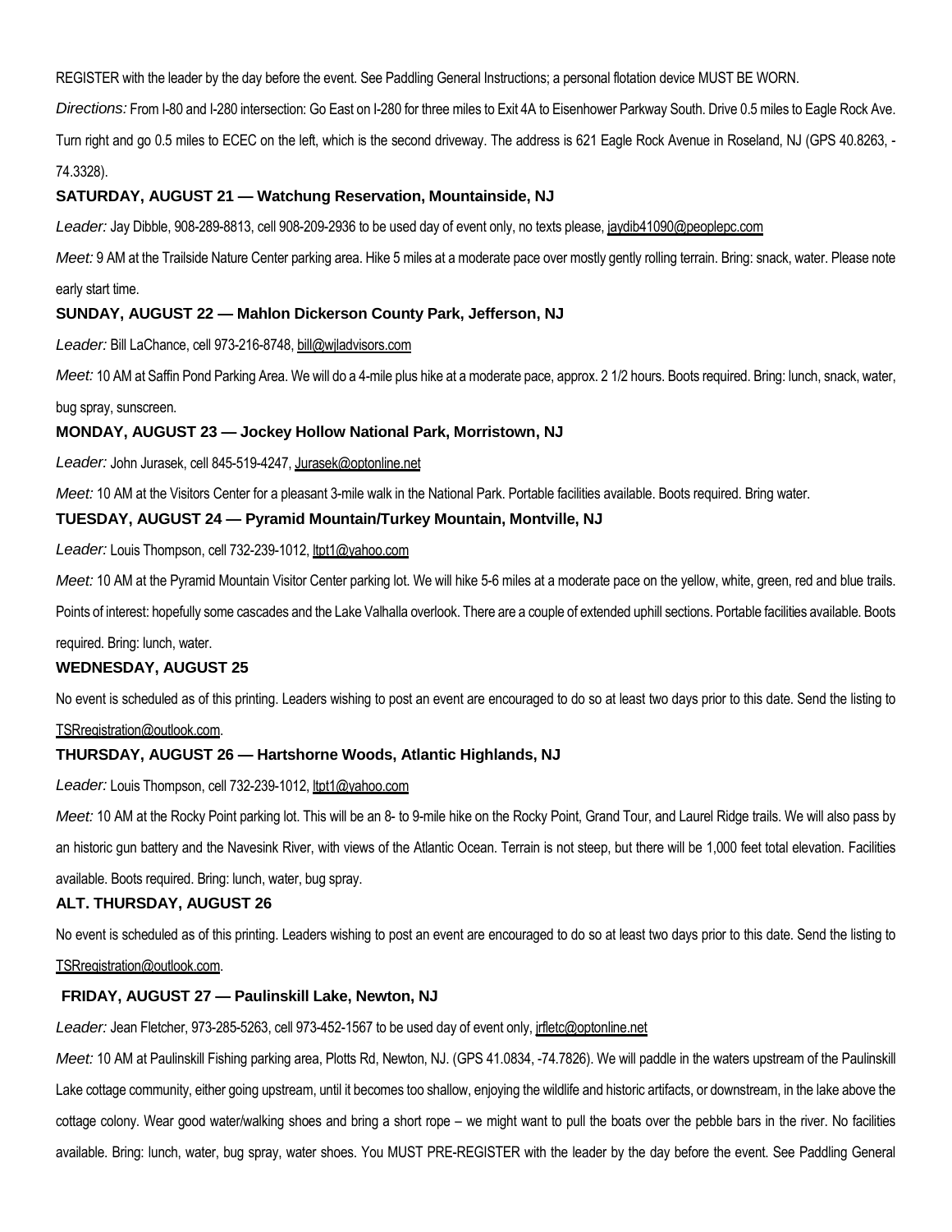REGISTER with the leader by the day before the event. See Paddling General Instructions; a personal flotation device MUST BE WORN.

*Directions:* From I-80 and I-280 intersection: Go East on I-280 for three miles to Exit 4A to Eisenhower Parkway South. Drive 0.5 miles to Eagle Rock Ave. Turn right and go 0.5 miles to ECEC on the left, which is the second driveway. The address is 621 Eagle Rock Avenue in Roseland, NJ (GPS 40.8263, -74.3328).

### SATURDAY, AUGUST 21 — Watchung Reservation, Mountainside, NJ

*Leader:* Jay Dibble, 908-289-8813, cell 908-209-2936 to be used day of event only, no texts please, jaydib41090@peoplepc.com

*Meet:* 9 AM at the Trailside Nature Center parking area. Hike 5 miles at a moderate pace over mostly gently rolling terrain. Bring: snack, water. Please note early start time.

### SUNDAY, AUGUST 22 — Mahlon Dickerson County Park, Jefferson, NJ

*Leader:* Bill LaChance, cell 973-216-8748, bill@wjladvisors.com

*Meet:* 10 AM at Saffin Pond Parking Area. We will do a 4-mile plus hike at a moderate pace, approx. 2 1/2 hours. Boots required. Bring: lunch, snack, water, bug spray, sunscreen.

### MONDAY, AUGUST 23 — Jockey Hollow National Park, Morristown, NJ

*Leader:* John Jurasek, cell 845-519-4247, Jurasek@optonline.net

*Meet:* 10 AM at the Visitors Center for a pleasant 3-mile walk in the National Park. Portable facilities available. Boots required. Bring water.

### TUESDAY, AUGUST 24 — Pyramid Mountain/Turkey Mountain, Montville, NJ

*Leader:* Louis Thompson, cell 732-239-1012, ltpt1@yahoo.com

*Meet:* 10 AM at the Pyramid Mountain Visitor Center parking lot. We will hike 5-6 miles at a moderate pace on the yellow, white, green, red and blue trails. Points of interest: hopefully some cascades and the Lake Valhalla overlook. There are a couple of extended uphill sections. Portable facilities available. Boots required. Bring: lunch, water.

### WEDNESDAY, AUGUST 25

No event is scheduled as of this printing. Leaders wishing to post an event are encouraged to do so at least two days prior to this date. Send the listing to TSRregistration@outlook.com.

### THURSDAY, AUGUST 26 — Hartshorne Woods, Atlantic Highlands, NJ

*Leader:* Louis Thompson, cell 732-239-1012, ltpt1@yahoo.com

*Meet:* 10 AM at the Rocky Point parking lot. This will be an 8- to 9-mile hike on the Rocky Point, Grand Tour, and Laurel Ridge trails. We will also pass by an historic gun battery and the Navesink River, with views of the Atlantic Ocean. Terrain is not steep, but there will be 1,000 feet total elevation. Facilities available. Boots required. Bring: lunch, water, bug spray.

### ALT. THURSDAY, AUGUST 26

No event is scheduled as of this printing. Leaders wishing to post an event are encouraged to do so at least two days prior to this date. Send the listing to TSRregistration@outlook.com.

### FRIDAY, AUGUST 27 — Paulinskill Lake, Newton, NJ

*Leader:* Jean Fletcher, 973-285-5263, cell 973-452-1567 to be used day of event only, jrfletc@optonline.net

*Meet:* 10 AM at Paulinskill Fishing parking area, Plotts Rd, Newton, NJ. (GPS 41.0834, -74.7826). We will paddle in the waters upstream of the Paulinskill Lake cottage community, either going upstream, until it becomes too shallow, enjoying the wildlife and historic artifacts, or downstream, in the lake above the cottage colony. Wear good water/walking shoes and bring a short rope – we might want to pull the boats over the pebble bars in the river. No facilities available. Bring: lunch, water, bug spray, water shoes. You MUST PRE-REGISTER with the leader by the day before the event. See Paddling General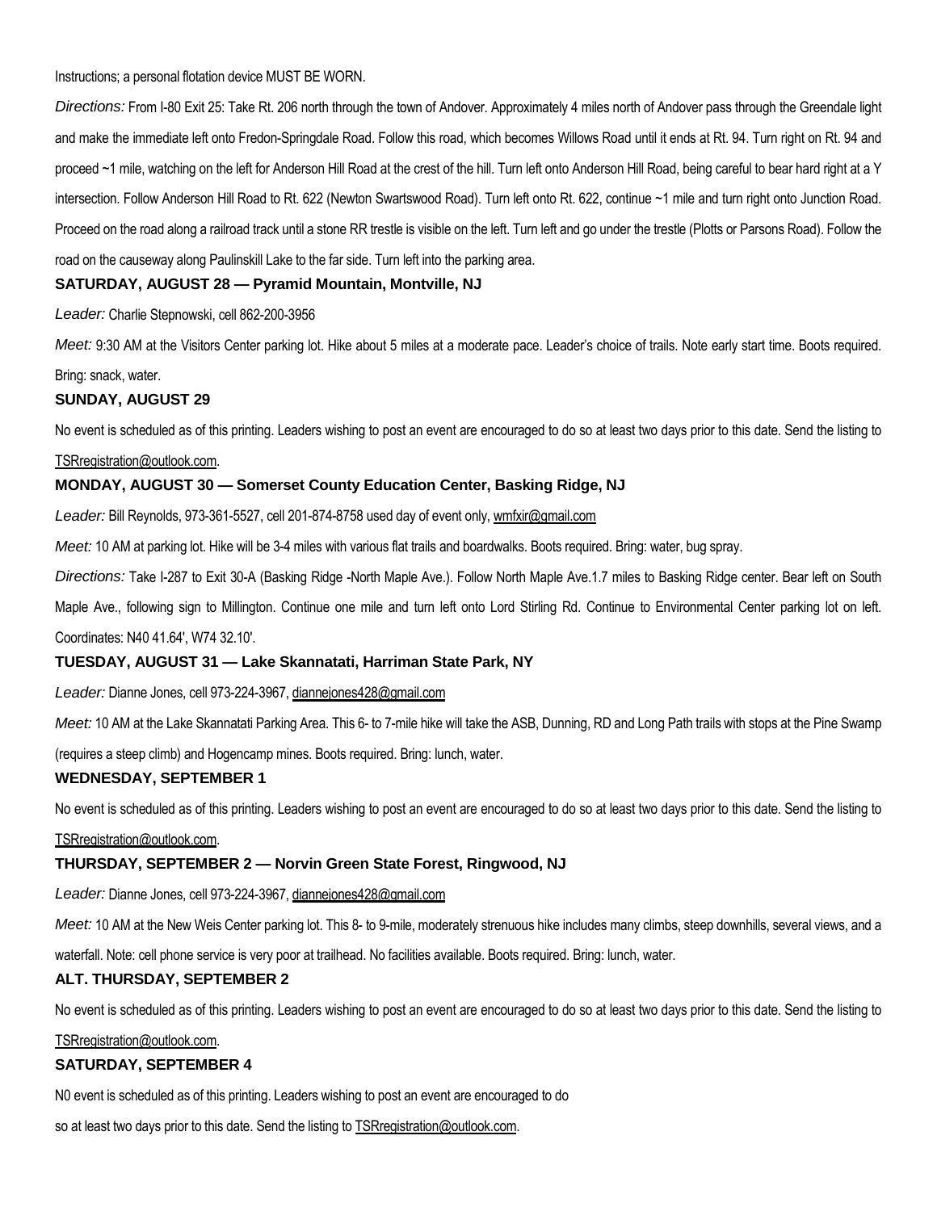Instructions; a personal flotation device MUST BE WORN.

*Directions:* From I-80 Exit 25: Take Rt. 206 north through the town of Andover. Approximately 4 miles north of Andover pass through the Greendale light and make the immediate left onto Fredon-Springdale Road. Follow this road, which becomes Willows Road until it ends at Rt. 94. Turn right on Rt. 94 and proceed ~1 mile, watching on the left for Anderson Hill Road at the crest of the hill. Turn left onto Anderson Hill Road, being careful to bear hard right at a Y intersection. Follow Anderson Hill Road to Rt. 622 (Newton Swartswood Road). Turn left onto Rt. 622, continue ~1 mile and turn right onto Junction Road. Proceed on the road along a railroad track until a stone RR trestle is visible on the left. Turn left and go under the trestle (Plotts or Parsons Road). Follow the road on the causeway along Paulinskill Lake to the far side. Turn left into the parking area.

### SATURDAY, AUGUST 28 — Pyramid Mountain, Montville, NJ

*Leader:* Charlie Stepnowski, cell 862-200-3956

*Meet:* 9:30 AM at the Visitors Center parking lot. Hike about 5 miles at a moderate pace. Leader's choice of trails. Note early start time. Boots required. Bring: snack, water.

### SUNDAY, AUGUST 29

No event is scheduled as of this printing. Leaders wishing to post an event are encouraged to do so at least two days prior to this date. Send the listing to TSRregistration@outlook.com.

### MONDAY, AUGUST 30 — Somerset County Education Center, Basking Ridge, NJ

*Leader:* Bill Reynolds, 973-361-5527, cell 201-874-8758 used day of event only, wmfxir@gmail.com

*Meet:* 10 AM at parking lot. Hike will be 3-4 miles with various flat trails and boardwalks. Boots required. Bring: water, bug spray.

*Directions:* Take I-287 to Exit 30-A (Basking Ridge -North Maple Ave.). Follow North Maple Ave.1.7 miles to Basking Ridge center. Bear left on South Maple Ave., following sign to Millington. Continue one mile and turn left onto Lord Stirling Rd. Continue to Environmental Center parking lot on left. Coordinates: N40 41.64', W74 32.10'.

### TUESDAY, AUGUST 31 — Lake Skannatati, Harriman State Park, NY

*Leader:* Dianne Jones, cell 973-224-3967, diannejones428@gmail.com

*Meet:* 10 AM at the Lake Skannatati Parking Area. This 6- to 7-mile hike will take the ASB, Dunning, RD and Long Path trails with stops at the Pine Swamp (requires a steep climb) and Hogencamp mines. Boots required. Bring: lunch, water.

### WEDNESDAY, SEPTEMBER 1

No event is scheduled as of this printing. Leaders wishing to post an event are encouraged to do so at least two days prior to this date. Send the listing to TSRregistration@outlook.com.

### THURSDAY, SEPTEMBER 2 — Norvin Green State Forest, Ringwood, NJ

*Leader:* Dianne Jones, cell 973-224-3967, diannejones428@gmail.com

*Meet:* 10 AM at the New Weis Center parking lot. This 8- to 9-mile, moderately strenuous hike includes many climbs, steep downhills, several views, and a waterfall. Note: cell phone service is very poor at trailhead. No facilities available. Boots required. Bring: lunch, water.

### ALT. THURSDAY, SEPTEMBER 2

No event is scheduled as of this printing. Leaders wishing to post an event are encouraged to do so at least two days prior to this date. Send the listing to TSRregistration@outlook.com.

### SATURDAY, SEPTEMBER 4

N0 event is scheduled as of this printing. Leaders wishing to post an event are encouraged to do so at least two days prior to this date. Send the listing to TSRregistration@outlook.com.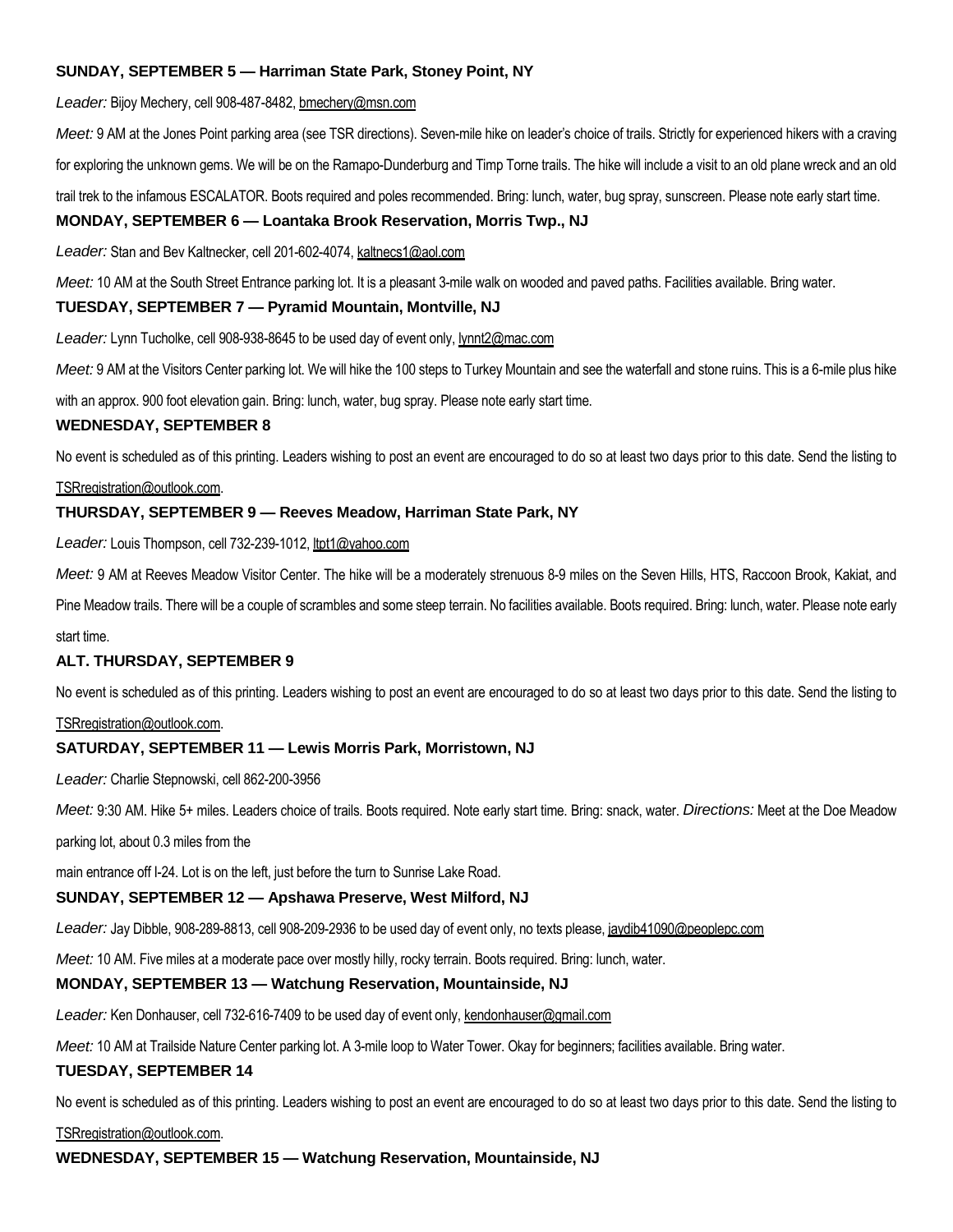### SUNDAY, SEPTEMBER 5 — Harriman State Park, Stoney Point, NY

*Leader:* Bijoy Mechery, cell 908-487-8482, bmechery@msn.com

*Meet:* 9 AM at the Jones Point parking area (see TSR directions). Seven-mile hike on leader's choice of trails. Strictly for experienced hikers with a craving for exploring the unknown gems. We will be on the Ramapo-Dunderburg and Timp Torne trails. The hike will include a visit to an old plane wreck and an old trail trek to the infamous ESCALATOR. Boots required and poles recommended. Bring: lunch, water, bug spray, sunscreen. Please note early start time.

### MONDAY, SEPTEMBER 6 — Loantaka Brook Reservation, Morris Twp., NJ

*Leader:* Stan and Bev Kaltnecker, cell 201-602-4074, kaltnecs1@aol.com

*Meet:* 10 AM at the South Street Entrance parking lot. It is a pleasant 3-mile walk on wooded and paved paths. Facilities available. Bring water.

### TUESDAY, SEPTEMBER 7 — Pyramid Mountain, Montville, NJ

*Leader:* Lynn Tucholke, cell 908-938-8645 to be used day of event only, lynnt2@mac.com

*Meet:* 9 AM at the Visitors Center parking lot. We will hike the 100 steps to Turkey Mountain and see the waterfall and stone ruins. This is a 6-mile plus hike with an approx. 900 foot elevation gain. Bring: lunch, water, bug spray. Please note early start time.

### WEDNESDAY, SEPTEMBER 8

No event is scheduled as of this printing. Leaders wishing to post an event are encouraged to do so at least two days prior to this date. Send the listing to TSRregistration@outlook.com.

### THURSDAY, SEPTEMBER 9 — Reeves Meadow, Harriman State Park, NY

*Leader:* Louis Thompson, cell 732-239-1012, ltpt1@yahoo.com

*Meet:* 9 AM at Reeves Meadow Visitor Center. The hike will be a moderately strenuous 8-9 miles on the Seven Hills, HTS, Raccoon Brook, Kakiat, and Pine Meadow trails. There will be a couple of scrambles and some steep terrain. No facilities available. Boots required. Bring: lunch, water. Please note early start time.

### ALT. THURSDAY, SEPTEMBER 9

No event is scheduled as of this printing. Leaders wishing to post an event are encouraged to do so at least two days prior to this date. Send the listing to TSRregistration@outlook.com.

### SATURDAY, SEPTEMBER 11 — Lewis Morris Park, Morristown, NJ

*Leader:* Charlie Stepnowski, cell 862-200-3956

*Meet:* 9:30 AM. Hike 5+ miles. Leaders choice of trails. Boots required. Note early start time. Bring: snack, water. *Directions:* Meet at the Doe Meadow parking lot, about 0.3 miles from the main entrance off I-24. Lot is on the left, just before the turn to Sunrise Lake Road.

### SUNDAY, SEPTEMBER 12 — Apshawa Preserve, West Milford, NJ

*Leader:* Jay Dibble, 908-289-8813, cell 908-209-2936 to be used day of event only, no texts please, jaydib41090@peoplepc.com

*Meet:* 10 AM. Five miles at a moderate pace over mostly hilly, rocky terrain. Boots required. Bring: lunch, water.

### MONDAY, SEPTEMBER 13 — Watchung Reservation, Mountainside, NJ

*Leader:* Ken Donhauser, cell 732-616-7409 to be used day of event only, kendonhauser@gmail.com

*Meet:* 10 AM at Trailside Nature Center parking lot. A 3-mile loop to Water Tower. Okay for beginners; facilities available. Bring water.

### TUESDAY, SEPTEMBER 14

No event is scheduled as of this printing. Leaders wishing to post an event are encouraged to do so at least two days prior to this date. Send the listing to TSRregistration@outlook.com.

### WEDNESDAY, SEPTEMBER 15 — Watchung Reservation, Mountainside, NJ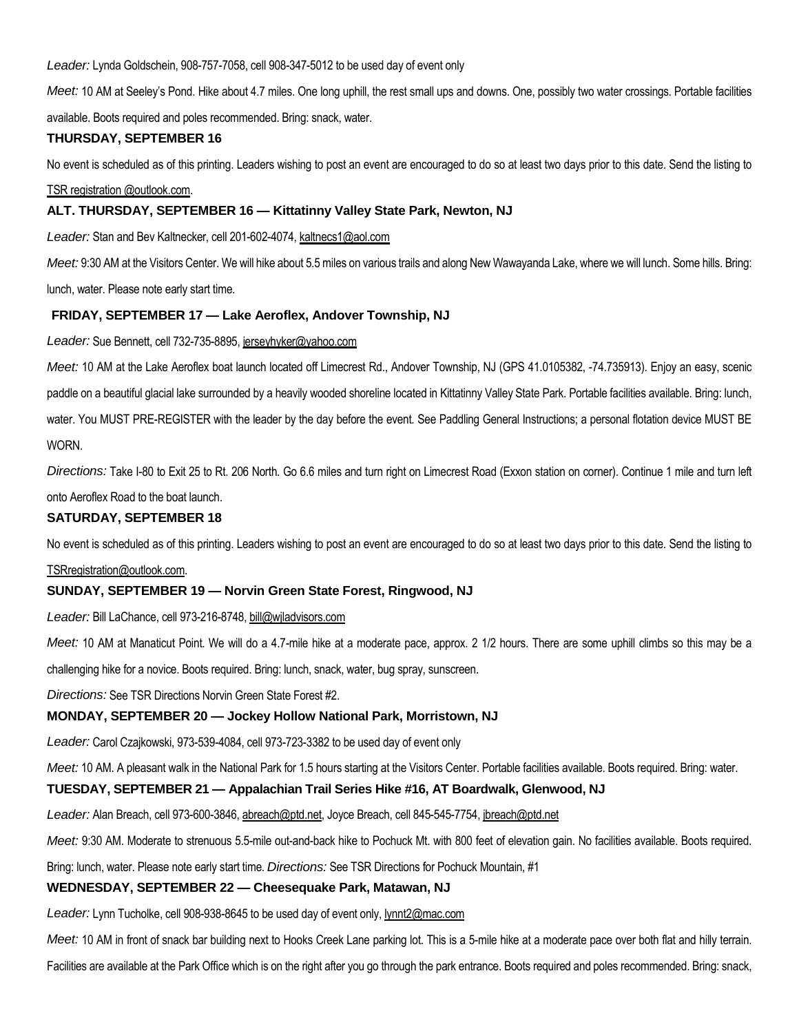*Leader:* Lynda Goldschein, 908-757-7058, cell 908-347-5012 to be used day of event only

*Meet:* 10 AM at Seeley's Pond. Hike about 4.7 miles. One long uphill, the rest small ups and downs. One, possibly two water crossings. Portable facilities available. Boots required and poles recommended. Bring: snack, water.

### THURSDAY, SEPTEMBER 16

No event is scheduled as of this printing. Leaders wishing to post an event are encouraged to do so at least two days prior to this date. Send the listing to TSR registration @outlook.com.

### ALT. THURSDAY, SEPTEMBER 16 — Kittatinny Valley State Park, Newton, NJ

*Leader:* Stan and Bev Kaltnecker, cell 201-602-4074, kaltnecs1@aol.com

*Meet:* 9:30 AM at the Visitors Center. We will hike about 5.5 miles on various trails and along New Wawayanda Lake, where we will lunch. Some hills. Bring: lunch, water. Please note early start time.

### FRIDAY, SEPTEMBER 17 — Lake Aeroflex, Andover Township, NJ

*Leader:* Sue Bennett, cell 732-735-8895, jerseyhyker@yahoo.com

*Meet:* 10 AM at the Lake Aeroflex boat launch located off Limecrest Rd., Andover Township, NJ (GPS 41.0105382, -74.735913). Enjoy an easy, scenic paddle on a beautiful glacial lake surrounded by a heavily wooded shoreline located in Kittatinny Valley State Park. Portable facilities available. Bring: lunch, water. You MUST PRE-REGISTER with the leader by the day before the event. See Paddling General Instructions; a personal flotation device MUST BE WORN.

*Directions:* Take I-80 to Exit 25 to Rt. 206 North. Go 6.6 miles and turn right on Limecrest Road (Exxon station on corner). Continue 1 mile and turn left onto Aeroflex Road to the boat launch.

### SATURDAY, SEPTEMBER 18

No event is scheduled as of this printing. Leaders wishing to post an event are encouraged to do so at least two days prior to this date. Send the listing to TSRregistration@outlook.com.

### SUNDAY, SEPTEMBER 19 — Norvin Green State Forest, Ringwood, NJ

*Leader:* Bill LaChance, cell 973-216-8748, bill@wjladvisors.com

*Meet:* 10 AM at Manaticut Point. We will do a 4.7-mile hike at a moderate pace, approx. 2 1/2 hours. There are some uphill climbs so this may be a challenging hike for a novice. Boots required. Bring: lunch, snack, water, bug spray, sunscreen.

*Directions:* See TSR Directions Norvin Green State Forest #2.

### MONDAY, SEPTEMBER 20 — Jockey Hollow National Park, Morristown, NJ

*Leader:* Carol Czajkowski, 973-539-4084, cell 973-723-3382 to be used day of event only

*Meet:* 10 AM. A pleasant walk in the National Park for 1.5 hours starting at the Visitors Center. Portable facilities available. Boots required. Bring: water.

### TUESDAY, SEPTEMBER 21 — Appalachian Trail Series Hike #16, AT Boardwalk, Glenwood, NJ

*Leader:* Alan Breach, cell 973-600-3846, abreach@ptd.net, Joyce Breach, cell 845-545-7754, jbreach@ptd.net

*Meet:* 9:30 AM. Moderate to strenuous 5.5-mile out-and-back hike to Pochuck Mt. with 800 feet of elevation gain. No facilities available. Boots required. Bring: lunch, water. Please note early start time. *Directions:* See TSR Directions for Pochuck Mountain, #1

### WEDNESDAY, SEPTEMBER 22 — Cheesequake Park, Matawan, NJ

*Leader:* Lynn Tucholke, cell 908-938-8645 to be used day of event only, lynnt2@mac.com

*Meet:* 10 AM in front of snack bar building next to Hooks Creek Lane parking lot. This is a 5-mile hike at a moderate pace over both flat and hilly terrain. Facilities are available at the Park Office which is on the right after you go through the park entrance. Boots required and poles recommended. Bring: snack,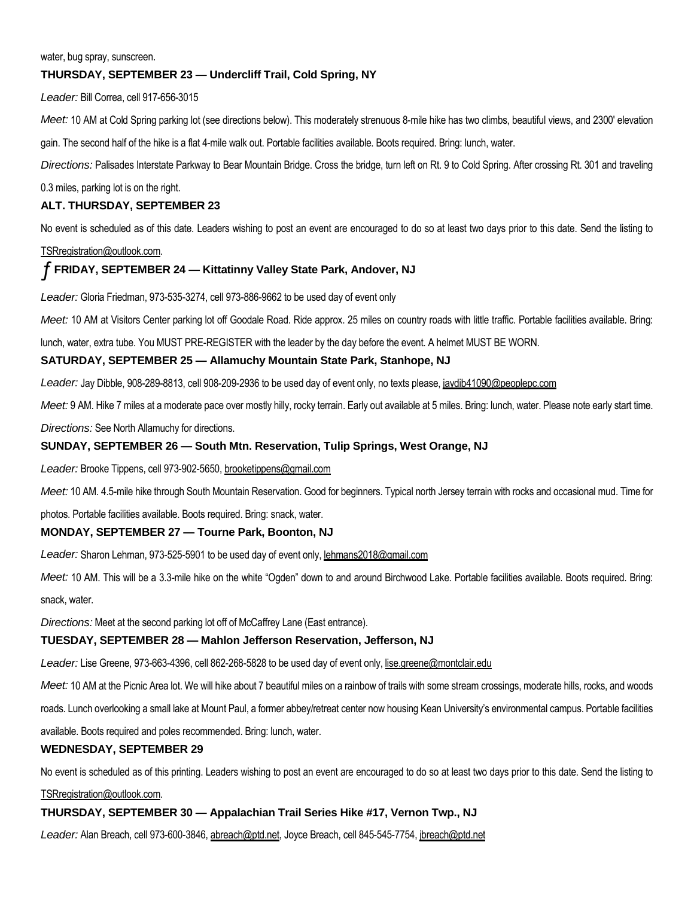water, bug spray, sunscreen.

### THURSDAY, SEPTEMBER 23 — Undercliff Trail, Cold Spring, NY

*Leader:* Bill Correa, cell 917-656-3015

*Meet:* 10 AM at Cold Spring parking lot (see directions below). This moderately strenuous 8-mile hike has two climbs, beautiful views, and 2300' elevation gain. The second half of the hike is a flat 4-mile walk out. Portable facilities available. Boots required. Bring: lunch, water.

*Directions:* Palisades Interstate Parkway to Bear Mountain Bridge. Cross the bridge, turn left on Rt. 9 to Cold Spring. After crossing Rt. 301 and traveling 0.3 miles, parking lot is on the right.

### ALT. THURSDAY, SEPTEMBER 23

No event is scheduled as of this date. Leaders wishing to post an event are encouraged to do so at least two days prior to this date. Send the listing to TSRregistration@outlook.com.

### ƒ FRIDAY, SEPTEMBER 24 — Kittatinny Valley State Park, Andover, NJ

*Leader:* Gloria Friedman, 973-535-3274, cell 973-886-9662 to be used day of event only

*Meet:* 10 AM at Visitors Center parking lot off Goodale Road. Ride approx. 25 miles on country roads with little traffic. Portable facilities available. Bring: lunch, water, extra tube. You MUST PRE-REGISTER with the leader by the day before the event. A helmet MUST BE WORN.

### SATURDAY, SEPTEMBER 25 — Allamuchy Mountain State Park, Stanhope, NJ

*Leader:* Jay Dibble, 908-289-8813, cell 908-209-2936 to be used day of event only, no texts please, jaydib41090@peoplepc.com

*Meet:* 9 AM. Hike 7 miles at a moderate pace over mostly hilly, rocky terrain. Early out available at 5 miles. Bring: lunch, water. Please note early start time.

*Directions:* See North Allamuchy for directions.

### SUNDAY, SEPTEMBER 26 — South Mtn. Reservation, Tulip Springs, West Orange, NJ

*Leader:* Brooke Tippens, cell 973-902-5650, brooketippens@gmail.com

*Meet:* 10 AM. 4.5-mile hike through South Mountain Reservation. Good for beginners. Typical north Jersey terrain with rocks and occasional mud. Time for photos. Portable facilities available. Boots required. Bring: snack, water.

### MONDAY, SEPTEMBER 27 — Tourne Park, Boonton, NJ

*Leader:* Sharon Lehman, 973-525-5901 to be used day of event only, lehmans2018@gmail.com

*Meet:* 10 AM. This will be a 3.3-mile hike on the white "Ogden" down to and around Birchwood Lake. Portable facilities available. Boots required. Bring: snack, water.

*Directions:* Meet at the second parking lot off of McCaffrey Lane (East entrance).

### TUESDAY, SEPTEMBER 28 — Mahlon Jefferson Reservation, Jefferson, NJ

*Leader:* Lise Greene, 973-663-4396, cell 862-268-5828 to be used day of event only, lise.greene@montclair.edu

*Meet:* 10 AM at the Picnic Area lot. We will hike about 7 beautiful miles on a rainbow of trails with some stream crossings, moderate hills, rocks, and woods roads. Lunch overlooking a small lake at Mount Paul, a former abbey/retreat center now housing Kean University's environmental campus. Portable facilities available. Boots required and poles recommended. Bring: lunch, water.

### WEDNESDAY, SEPTEMBER 29

No event is scheduled as of this printing. Leaders wishing to post an event are encouraged to do so at least two days prior to this date. Send the listing to TSRregistration@outlook.com.

### THURSDAY, SEPTEMBER 30 — Appalachian Trail Series Hike #17, Vernon Twp., NJ

*Leader:* Alan Breach, cell 973-600-3846, abreach@ptd.net, Joyce Breach, cell 845-545-7754, jbreach@ptd.net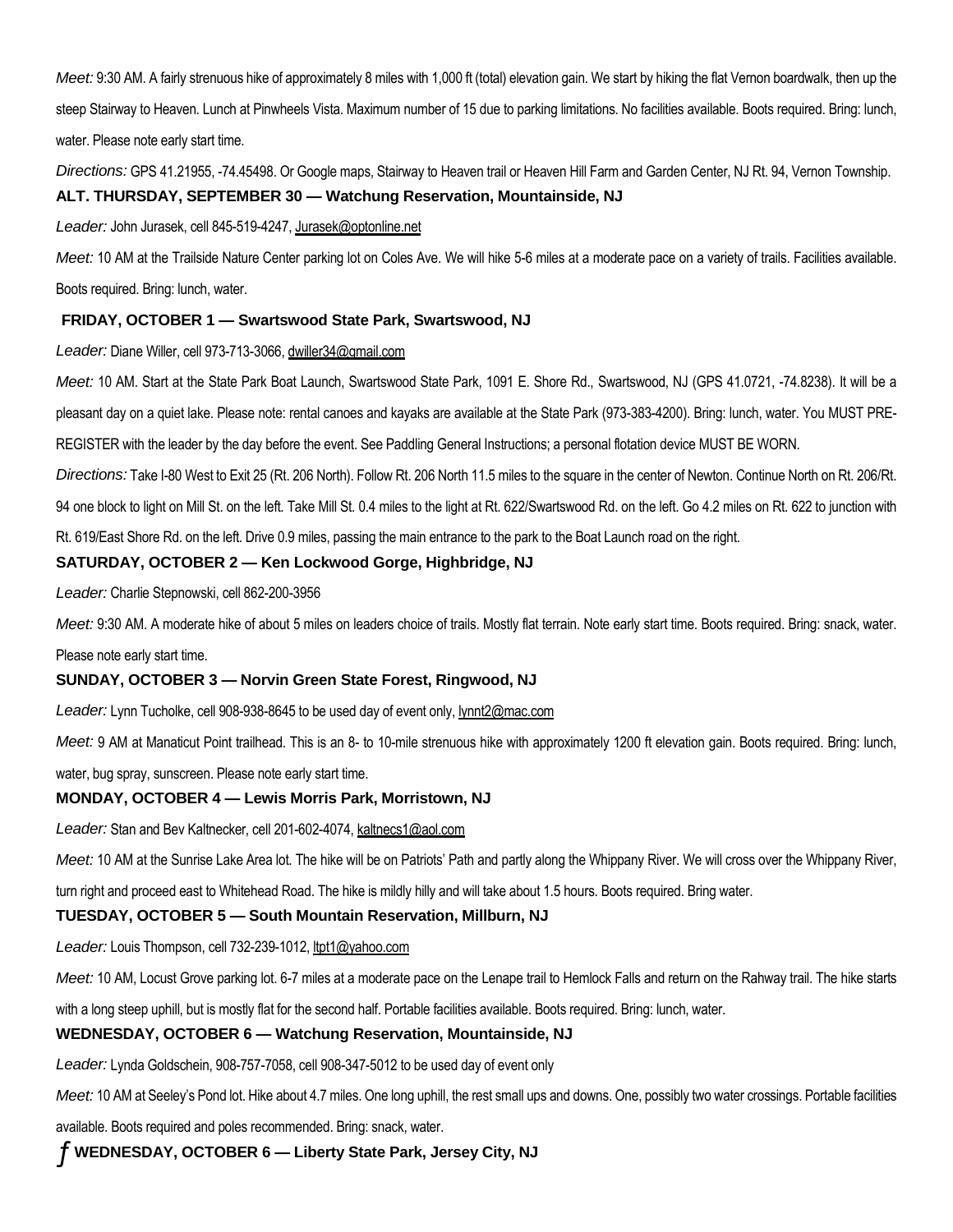*Meet:* 9:30 AM. A fairly strenuous hike of approximately 8 miles with 1,000 ft (total) elevation gain. We start by hiking the flat Vernon boardwalk, then up the steep Stairway to Heaven. Lunch at Pinwheels Vista. Maximum number of 15 due to parking limitations. No facilities available. Boots required. Bring: lunch, water. Please note early start time.

*Directions:* GPS 41.21955, -74.45498. Or Google maps, Stairway to Heaven trail or Heaven Hill Farm and Garden Center, NJ Rt. 94, Vernon Township.

**ALT. THURSDAY, SEPTEMBER 30 — Watchung Reservation, Mountainside, NJ**

*Leader:* John Jurasek, cell 845-519-4247, Jurasek@optonline.net

*Meet:* 10 AM at the Trailside Nature Center parking lot on Coles Ave. We will hike 5-6 miles at a moderate pace on a variety of trails. Facilities available. Boots required. Bring: lunch, water.

**FRIDAY, OCTOBER 1 — Swartswood State Park, Swartswood, NJ**

*Leader:* Diane Willer, cell 973-713-3066, dwiller34@gmail.com

*Meet:* 10 AM. Start at the State Park Boat Launch, Swartswood State Park, 1091 E. Shore Rd., Swartswood, NJ (GPS 41.0721, -74.8238). It will be a pleasant day on a quiet lake. Please note: rental canoes and kayaks are available at the State Park (973-383-4200). Bring: lunch, water. You MUST PRE-REGISTER with the leader by the day before the event. See Paddling General Instructions; a personal flotation device MUST BE WORN.

*Directions:* Take I-80 West to Exit 25 (Rt. 206 North). Follow Rt. 206 North 11.5 miles to the square in the center of Newton. Continue North on Rt. 206/Rt. 94 one block to light on Mill St. on the left. Take Mill St. 0.4 miles to the light at Rt. 622/Swartswood Rd. on the left. Go 4.2 miles on Rt. 622 to junction with Rt. 619/East Shore Rd. on the left. Drive 0.9 miles, passing the main entrance to the park to the Boat Launch road on the right.

**SATURDAY, OCTOBER 2 — Ken Lockwood Gorge, Highbridge, NJ**

*Leader:* Charlie Stepnowski, cell 862-200-3956

*Meet:* 9:30 AM. A moderate hike of about 5 miles on leaders choice of trails. Mostly flat terrain. Note early start time. Boots required. Bring: snack, water. Please note early start time.

**SUNDAY, OCTOBER 3 — Norvin Green State Forest, Ringwood, NJ**

*Leader:* Lynn Tucholke, cell 908-938-8645 to be used day of event only, lynnt2@mac.com

*Meet:* 9 AM at Manaticut Point trailhead. This is an 8- to 10-mile strenuous hike with approximately 1200 ft elevation gain. Boots required. Bring: lunch, water, bug spray, sunscreen. Please note early start time.

**MONDAY, OCTOBER 4 — Lewis Morris Park, Morristown, NJ**

*Leader:* Stan and Bev Kaltnecker, cell 201-602-4074, kaltnecs1@aol.com

*Meet:* 10 AM at the Sunrise Lake Area lot. The hike will be on Patriots' Path and partly along the Whippany River. We will cross over the Whippany River, turn right and proceed east to Whitehead Road. The hike is mildly hilly and will take about 1.5 hours. Boots required. Bring water.

**TUESDAY, OCTOBER 5 — South Mountain Reservation, Millburn, NJ**

*Leader:* Louis Thompson, cell 732-239-1012, ltpt1@yahoo.com

*Meet:* 10 AM, Locust Grove parking lot. 6-7 miles at a moderate pace on the Lenape trail to Hemlock Falls and return on the Rahway trail. The hike starts with a long steep uphill, but is mostly flat for the second half. Portable facilities available. Boots required. Bring: lunch, water.

**WEDNESDAY, OCTOBER 6 — Watchung Reservation, Mountainside, NJ**

*Leader:* Lynda Goldschein, 908-757-7058, cell 908-347-5012 to be used day of event only

*Meet:* 10 AM at Seeley's Pond lot. Hike about 4.7 miles. One long uphill, the rest small ups and downs. One, possibly two water crossings. Portable facilities available. Boots required and poles recommended. Bring: snack, water.

*ƒ* **WEDNESDAY, OCTOBER 6 — Liberty State Park, Jersey City, NJ**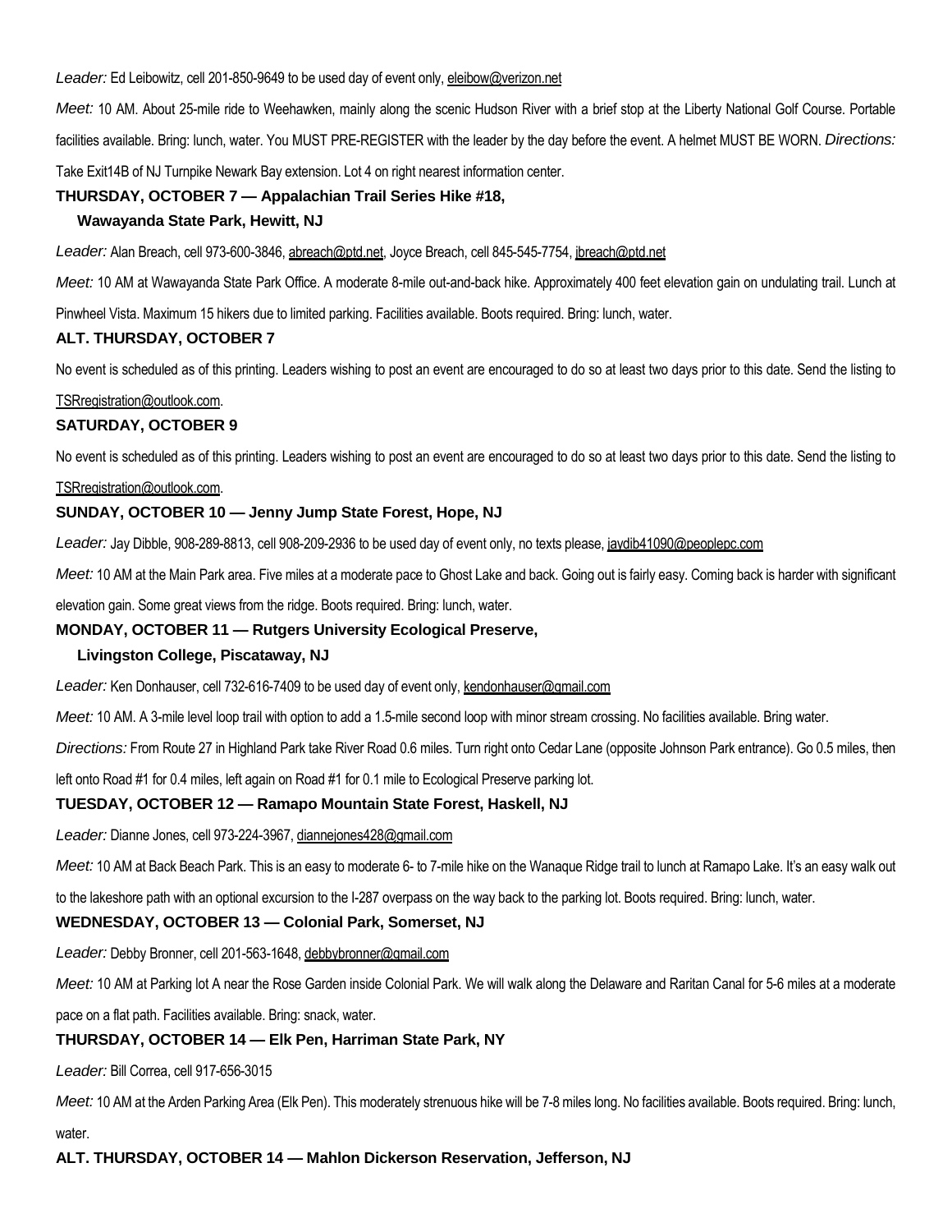*Leader:* Ed Leibowitz, cell 201-850-9649 to be used day of event only, eleibow@verizon.net

*Meet:* 10 AM. About 25-mile ride to Weehawken, mainly along the scenic Hudson River with a brief stop at the Liberty National Golf Course. Portable facilities available. Bring: lunch, water. You MUST PRE-REGISTER with the leader by the day before the event. A helmet MUST BE WORN. *Directions:* Take Exit14B of NJ Turnpike Newark Bay extension. Lot 4 on right nearest information center.

**THURSDAY, OCTOBER 7 — Appalachian Trail Series Hike #18, Wawayanda State Park, Hewitt, NJ**

*Leader:* Alan Breach, cell 973-600-3846, abreach@ptd.net, Joyce Breach, cell 845-545-7754, jbreach@ptd.net

*Meet:* 10 AM at Wawayanda State Park Office. A moderate 8-mile out-and-back hike. Approximately 400 feet elevation gain on undulating trail. Lunch at Pinwheel Vista. Maximum 15 hikers due to limited parking. Facilities available. Boots required. Bring: lunch, water.

**ALT. THURSDAY, OCTOBER 7**

No event is scheduled as of this printing. Leaders wishing to post an event are encouraged to do so at least two days prior to this date. Send the listing to TSRregistration@outlook.com.

**SATURDAY, OCTOBER 9**

No event is scheduled as of this printing. Leaders wishing to post an event are encouraged to do so at least two days prior to this date. Send the listing to TSRregistration@outlook.com.

**SUNDAY, OCTOBER 10 — Jenny Jump State Forest, Hope, NJ**

*Leader:* Jay Dibble, 908-289-8813, cell 908-209-2936 to be used day of event only, no texts please, jaydib41090@peoplepc.com

*Meet:* 10 AM at the Main Park area. Five miles at a moderate pace to Ghost Lake and back. Going out is fairly easy. Coming back is harder with significant elevation gain. Some great views from the ridge. Boots required. Bring: lunch, water.

**MONDAY, OCTOBER 11 — Rutgers University Ecological Preserve, Livingston College, Piscataway, NJ**

*Leader:* Ken Donhauser, cell 732-616-7409 to be used day of event only, kendonhauser@gmail.com

*Meet:* 10 AM. A 3-mile level loop trail with option to add a 1.5-mile second loop with minor stream crossing. No facilities available. Bring water.

*Directions:* From Route 27 in Highland Park take River Road 0.6 miles. Turn right onto Cedar Lane (opposite Johnson Park entrance). Go 0.5 miles, then left onto Road #1 for 0.4 miles, left again on Road #1 for 0.1 mile to Ecological Preserve parking lot.

**TUESDAY, OCTOBER 12 — Ramapo Mountain State Forest, Haskell, NJ**

*Leader:* Dianne Jones, cell 973-224-3967, diannejones428@gmail.com

*Meet:* 10 AM at Back Beach Park. This is an easy to moderate 6- to 7-mile hike on the Wanaque Ridge trail to lunch at Ramapo Lake. It's an easy walk out to the lakeshore path with an optional excursion to the I-287 overpass on the way back to the parking lot. Boots required. Bring: lunch, water.

**WEDNESDAY, OCTOBER 13 — Colonial Park, Somerset, NJ**

*Leader:* Debby Bronner, cell 201-563-1648, debbybronner@gmail.com

*Meet:* 10 AM at Parking lot A near the Rose Garden inside Colonial Park. We will walk along the Delaware and Raritan Canal for 5-6 miles at a moderate pace on a flat path. Facilities available. Bring: snack, water.

**THURSDAY, OCTOBER 14 — Elk Pen, Harriman State Park, NY**

*Leader:* Bill Correa, cell 917-656-3015

*Meet:* 10 AM at the Arden Parking Area (Elk Pen). This moderately strenuous hike will be 7-8 miles long. No facilities available. Boots required. Bring: lunch, water.

**ALT. THURSDAY, OCTOBER 14 — Mahlon Dickerson Reservation, Jefferson, NJ**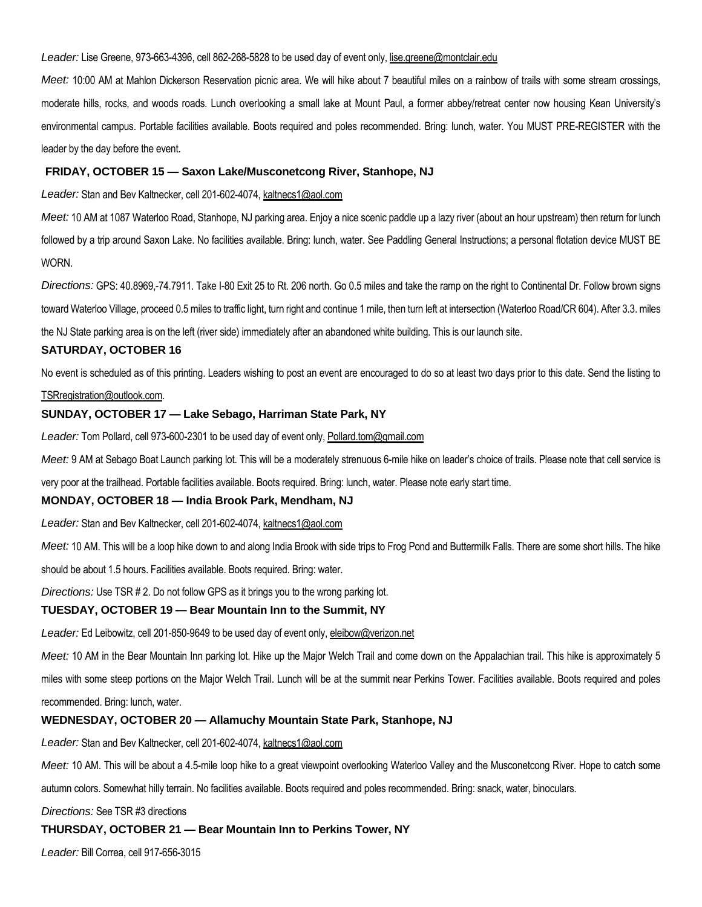*Leader:* Lise Greene, 973-663-4396, cell 862-268-5828 to be used day of event only, lise.greene@montclair.edu

*Meet:* 10:00 AM at Mahlon Dickerson Reservation picnic area. We will hike about 7 beautiful miles on a rainbow of trails with some stream crossings, moderate hills, rocks, and woods roads. Lunch overlooking a small lake at Mount Paul, a former abbey/retreat center now housing Kean University's environmental campus. Portable facilities available. Boots required and poles recommended. Bring: lunch, water. You MUST PRE-REGISTER with the leader by the day before the event.

### FRIDAY, OCTOBER 15 — Saxon Lake/Musconetcong River, Stanhope, NJ

*Leader:* Stan and Bev Kaltnecker, cell 201-602-4074, kaltnecs1@aol.com

*Meet:* 10 AM at 1087 Waterloo Road, Stanhope, NJ parking area. Enjoy a nice scenic paddle up a lazy river (about an hour upstream) then return for lunch followed by a trip around Saxon Lake. No facilities available. Bring: lunch, water. See Paddling General Instructions; a personal flotation device MUST BE WORN.

*Directions:* GPS: 40.8969,-74.7911. Take I-80 Exit 25 to Rt. 206 north. Go 0.5 miles and take the ramp on the right to Continental Dr. Follow brown signs toward Waterloo Village, proceed 0.5 miles to traffic light, turn right and continue 1 mile, then turn left at intersection (Waterloo Road/CR 604). After 3.3. miles the NJ State parking area is on the left (river side) immediately after an abandoned white building. This is our launch site.

### SATURDAY, OCTOBER 16

No event is scheduled as of this printing. Leaders wishing to post an event are encouraged to do so at least two days prior to this date. Send the listing to TSRregistration@outlook.com.

### SUNDAY, OCTOBER 17 — Lake Sebago, Harriman State Park, NY

*Leader:* Tom Pollard, cell 973-600-2301 to be used day of event only, Pollard.tom@gmail.com

*Meet:* 9 AM at Sebago Boat Launch parking lot. This will be a moderately strenuous 6-mile hike on leader's choice of trails. Please note that cell service is very poor at the trailhead. Portable facilities available. Boots required. Bring: lunch, water. Please note early start time.

### MONDAY, OCTOBER 18 — India Brook Park, Mendham, NJ

*Leader:* Stan and Bev Kaltnecker, cell 201-602-4074, kaltnecs1@aol.com

*Meet:* 10 AM. This will be a loop hike down to and along India Brook with side trips to Frog Pond and Buttermilk Falls. There are some short hills. The hike should be about 1.5 hours. Facilities available. Boots required. Bring: water.

*Directions:* Use TSR # 2. Do not follow GPS as it brings you to the wrong parking lot.

### TUESDAY, OCTOBER 19 — Bear Mountain Inn to the Summit, NY

*Leader:* Ed Leibowitz, cell 201-850-9649 to be used day of event only, eleibow@verizon.net

*Meet:* 10 AM in the Bear Mountain Inn parking lot. Hike up the Major Welch Trail and come down on the Appalachian trail. This hike is approximately 5 miles with some steep portions on the Major Welch Trail. Lunch will be at the summit near Perkins Tower. Facilities available. Boots required and poles recommended. Bring: lunch, water.

### WEDNESDAY, OCTOBER 20 — Allamuchy Mountain State Park, Stanhope, NJ

*Leader:* Stan and Bev Kaltnecker, cell 201-602-4074, kaltnecs1@aol.com

*Meet:* 10 AM. This will be about a 4.5-mile loop hike to a great viewpoint overlooking Waterloo Valley and the Musconetcong River. Hope to catch some autumn colors. Somewhat hilly terrain. No facilities available. Boots required and poles recommended. Bring: snack, water, binoculars.

*Directions:* See TSR #3 directions

### THURSDAY, OCTOBER 21 — Bear Mountain Inn to Perkins Tower, NY

*Leader:* Bill Correa, cell 917-656-3015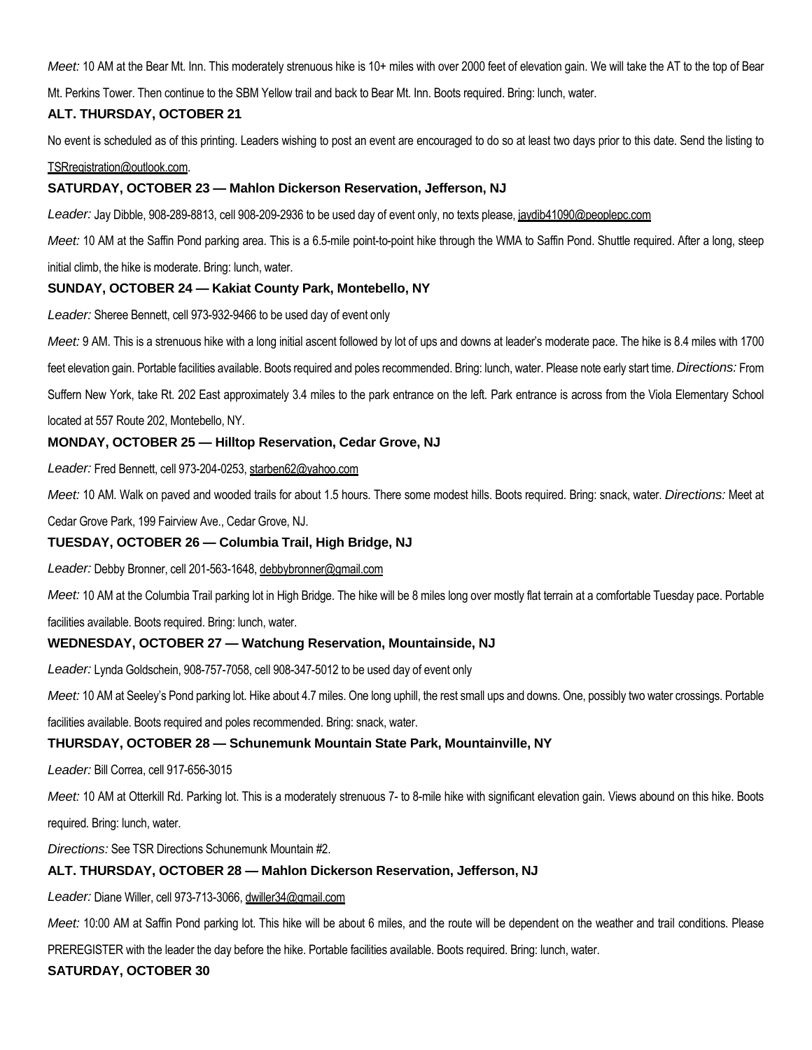*Meet:* 10 AM at the Bear Mt. Inn. This moderately strenuous hike is 10+ miles with over 2000 feet of elevation gain. We will take the AT to the top of Bear Mt. Perkins Tower. Then continue to the SBM Yellow trail and back to Bear Mt. Inn. Boots required. Bring: lunch, water.

### ALT. THURSDAY, OCTOBER 21

No event is scheduled as of this printing. Leaders wishing to post an event are encouraged to do so at least two days prior to this date. Send the listing to TSRregistration@outlook.com.

### SATURDAY, OCTOBER 23 — Mahlon Dickerson Reservation, Jefferson, NJ

*Leader:* Jay Dibble, 908-289-8813, cell 908-209-2936 to be used day of event only, no texts please, jaydib41090@peoplepc.com

*Meet:* 10 AM at the Saffin Pond parking area. This is a 6.5-mile point-to-point hike through the WMA to Saffin Pond. Shuttle required. After a long, steep initial climb, the hike is moderate. Bring: lunch, water.

### SUNDAY, OCTOBER 24 — Kakiat County Park, Montebello, NY

*Leader:* Sheree Bennett, cell 973-932-9466 to be used day of event only

*Meet:* 9 AM. This is a strenuous hike with a long initial ascent followed by lot of ups and downs at leader's moderate pace. The hike is 8.4 miles with 1700 feet elevation gain. Portable facilities available. Boots required and poles recommended. Bring: lunch, water. Please note early start time. *Directions:* From Suffern New York, take Rt. 202 East approximately 3.4 miles to the park entrance on the left. Park entrance is across from the Viola Elementary School located at 557 Route 202, Montebello, NY.

### MONDAY, OCTOBER 25 — Hilltop Reservation, Cedar Grove, NJ

*Leader:* Fred Bennett, cell 973-204-0253, starben62@yahoo.com

*Meet:* 10 AM. Walk on paved and wooded trails for about 1.5 hours. There some modest hills. Boots required. Bring: snack, water. *Directions:* Meet at Cedar Grove Park, 199 Fairview Ave., Cedar Grove, NJ.

### TUESDAY, OCTOBER 26 — Columbia Trail, High Bridge, NJ

*Leader:* Debby Bronner, cell 201-563-1648, debbybronner@gmail.com

*Meet:* 10 AM at the Columbia Trail parking lot in High Bridge. The hike will be 8 miles long over mostly flat terrain at a comfortable Tuesday pace. Portable facilities available. Boots required. Bring: lunch, water.

### WEDNESDAY, OCTOBER 27 — Watchung Reservation, Mountainside, NJ

*Leader:* Lynda Goldschein, 908-757-7058, cell 908-347-5012 to be used day of event only

*Meet:* 10 AM at Seeley's Pond parking lot. Hike about 4.7 miles. One long uphill, the rest small ups and downs. One, possibly two water crossings. Portable facilities available. Boots required and poles recommended. Bring: snack, water.

### THURSDAY, OCTOBER 28 — Schunemunk Mountain State Park, Mountainville, NY

*Leader:* Bill Correa, cell 917-656-3015

*Meet:* 10 AM at Otterkill Rd. Parking lot. This is a moderately strenuous 7- to 8-mile hike with significant elevation gain. Views abound on this hike. Boots required. Bring: lunch, water.

*Directions:* See TSR Directions Schunemunk Mountain #2.

### ALT. THURSDAY, OCTOBER 28 — Mahlon Dickerson Reservation, Jefferson, NJ

*Leader:* Diane Willer, cell 973-713-3066, dwiller34@gmail.com

*Meet:* 10:00 AM at Saffin Pond parking lot. This hike will be about 6 miles, and the route will be dependent on the weather and trail conditions. Please PREREGISTER with the leader the day before the hike. Portable facilities available. Boots required. Bring: lunch, water.

### SATURDAY, OCTOBER 30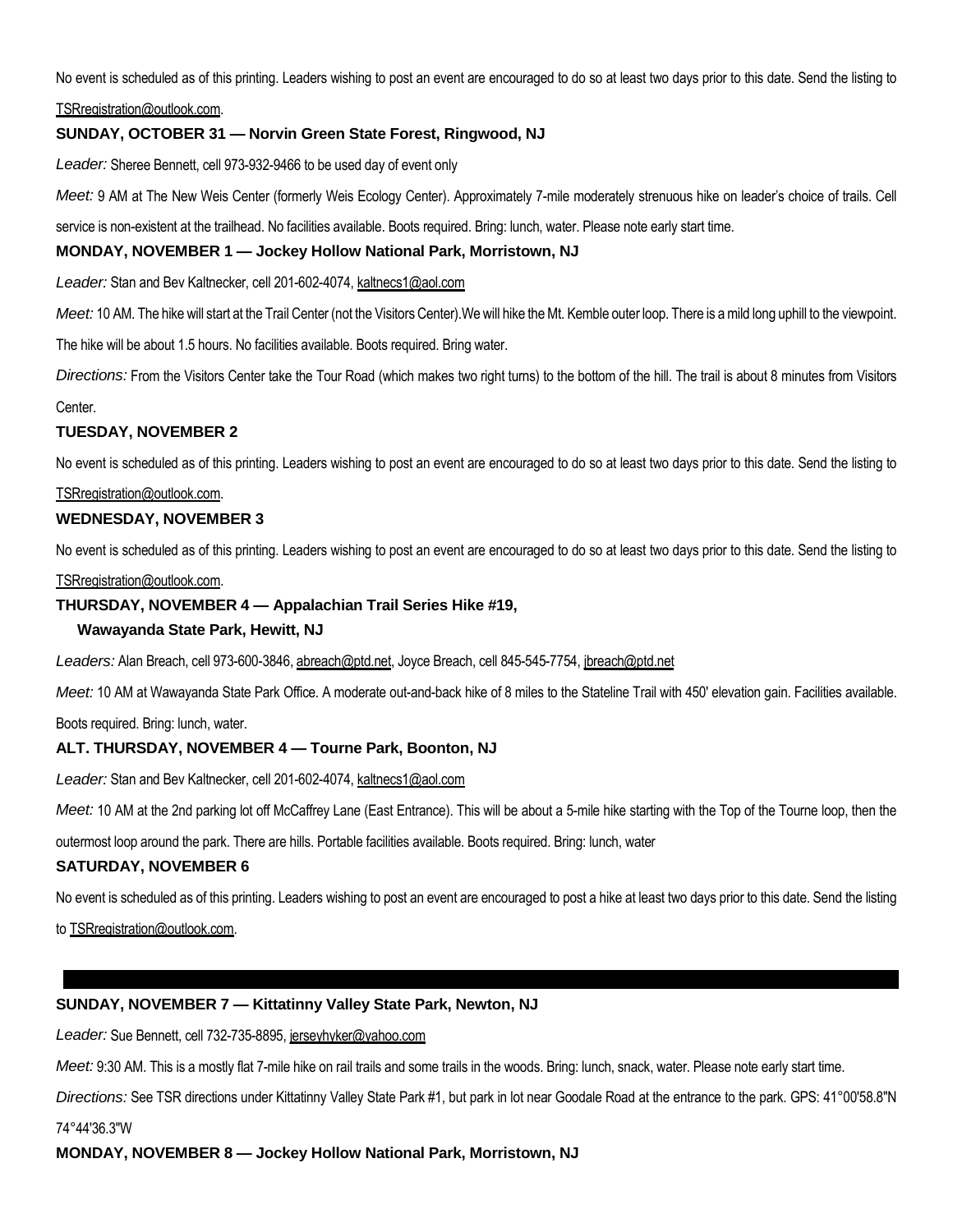No event is scheduled as of this printing. Leaders wishing to post an event are encouraged to do so at least two days prior to this date. Send the listing to TSRregistration@outlook.com.

### SUNDAY, OCTOBER 31 — Norvin Green State Forest, Ringwood, NJ

*Leader:* Sheree Bennett, cell 973-932-9466 to be used day of event only

*Meet:* 9 AM at The New Weis Center (formerly Weis Ecology Center). Approximately 7-mile moderately strenuous hike on leader's choice of trails. Cell service is non-existent at the trailhead. No facilities available. Boots required. Bring: lunch, water. Please note early start time.

### MONDAY, NOVEMBER 1 — Jockey Hollow National Park, Morristown, NJ

*Leader:* Stan and Bev Kaltnecker, cell 201-602-4074, kaltnecs1@aol.com

*Meet:* 10 AM. The hike will start at the Trail Center (not the Visitors Center).We will hike the Mt. Kemble outer loop. There is a mild long uphill to the viewpoint. The hike will be about 1.5 hours. No facilities available. Boots required. Bring water.

*Directions:* From the Visitors Center take the Tour Road (which makes two right turns) to the bottom of the hill. The trail is about 8 minutes from Visitors Center.

### TUESDAY, NOVEMBER 2

No event is scheduled as of this printing. Leaders wishing to post an event are encouraged to do so at least two days prior to this date. Send the listing to TSRregistration@outlook.com.

### WEDNESDAY, NOVEMBER 3

No event is scheduled as of this printing. Leaders wishing to post an event are encouraged to do so at least two days prior to this date. Send the listing to TSRregistration@outlook.com.

### THURSDAY, NOVEMBER 4 — Appalachian Trail Series Hike #19, Wawayanda State Park, Hewitt, NJ

*Leaders:* Alan Breach, cell 973-600-3846, abreach@ptd.net, Joyce Breach, cell 845-545-7754, jbreach@ptd.net

*Meet:* 10 AM at Wawayanda State Park Office. A moderate out-and-back hike of 8 miles to the Stateline Trail with 450' elevation gain. Facilities available. Boots required. Bring: lunch, water.

### ALT. THURSDAY, NOVEMBER 4 — Tourne Park, Boonton, NJ

*Leader:* Stan and Bev Kaltnecker, cell 201-602-4074, kaltnecs1@aol.com

*Meet:* 10 AM at the 2nd parking lot off McCaffrey Lane (East Entrance). This will be about a 5-mile hike starting with the Top of the Tourne loop, then the outermost loop around the park. There are hills. Portable facilities available. Boots required. Bring: lunch, water

### SATURDAY, NOVEMBER 6

No event is scheduled as of this printing. Leaders wishing to post an event are encouraged to post a hike at least two days prior to this date. Send the listing to TSRregistration@outlook.com.

---

### SUNDAY, NOVEMBER 7 — Kittatinny Valley State Park, Newton, NJ

*Leader:* Sue Bennett, cell 732-735-8895, jerseyhyker@yahoo.com

*Meet:* 9:30 AM. This is a mostly flat 7-mile hike on rail trails and some trails in the woods. Bring: lunch, snack, water. Please note early start time.

*Directions:* See TSR directions under Kittatinny Valley State Park #1, but park in lot near Goodale Road at the entrance to the park. GPS: 41°00'58.8"N 74°44'36.3"W

### MONDAY, NOVEMBER 8 — Jockey Hollow National Park, Morristown, NJ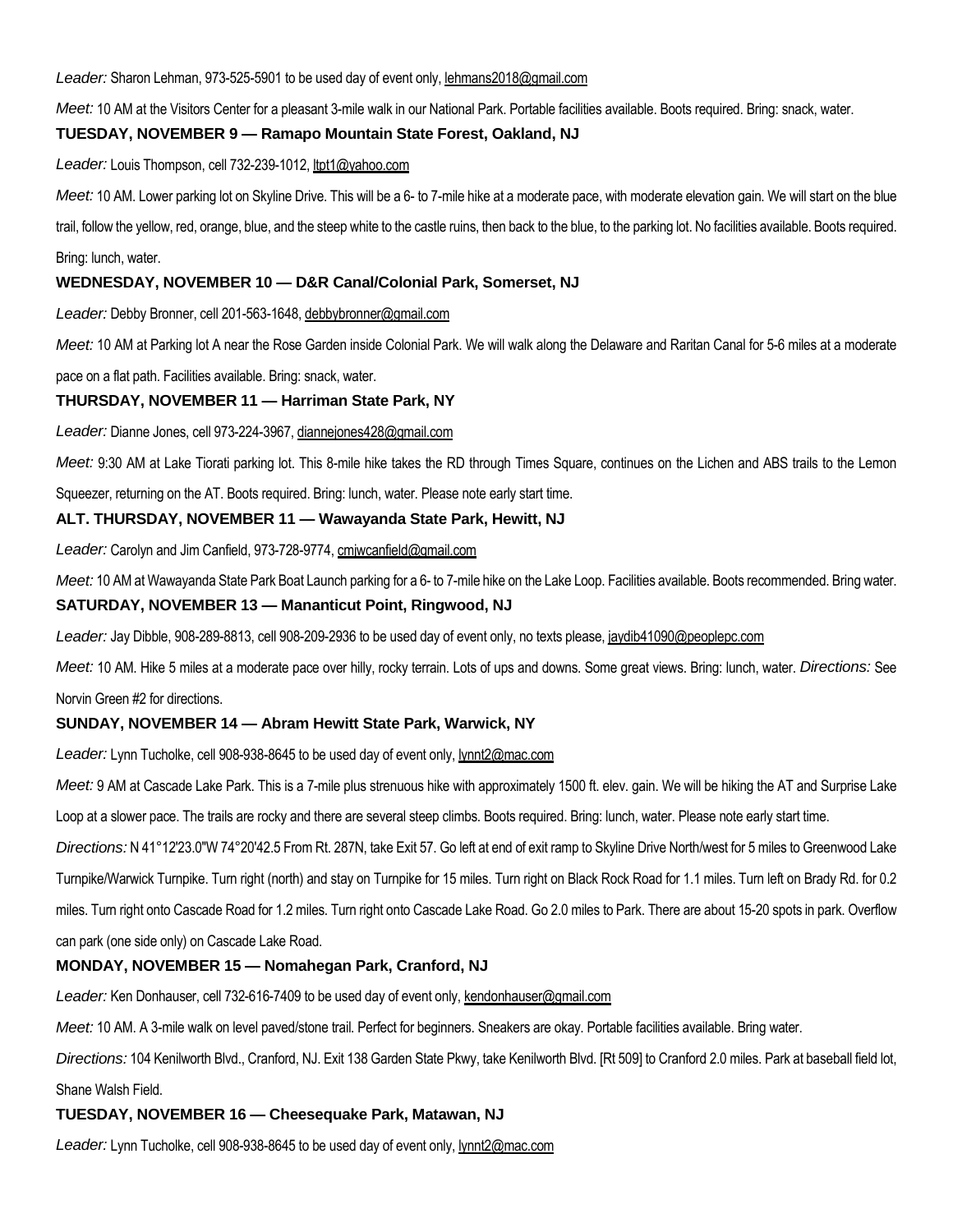*Leader:* Sharon Lehman, 973-525-5901 to be used day of event only, lehmans2018@gmail.com

*Meet:* 10 AM at the Visitors Center for a pleasant 3-mile walk in our National Park. Portable facilities available. Boots required. Bring: snack, water.

### TUESDAY, NOVEMBER 9 — Ramapo Mountain State Forest, Oakland, NJ

*Leader:* Louis Thompson, cell 732-239-1012, ltpt1@yahoo.com

*Meet:* 10 AM. Lower parking lot on Skyline Drive. This will be a 6- to 7-mile hike at a moderate pace, with moderate elevation gain. We will start on the blue trail, follow the yellow, red, orange, blue, and the steep white to the castle ruins, then back to the blue, to the parking lot. No facilities available. Boots required. Bring: lunch, water.

### WEDNESDAY, NOVEMBER 10 — D&R Canal/Colonial Park, Somerset, NJ

*Leader:* Debby Bronner, cell 201-563-1648, debbybronner@gmail.com

*Meet:* 10 AM at Parking lot A near the Rose Garden inside Colonial Park. We will walk along the Delaware and Raritan Canal for 5-6 miles at a moderate pace on a flat path. Facilities available. Bring: snack, water.

### THURSDAY, NOVEMBER 11 — Harriman State Park, NY

*Leader:* Dianne Jones, cell 973-224-3967, diannejones428@gmail.com

*Meet:* 9:30 AM at Lake Tiorati parking lot. This 8-mile hike takes the RD through Times Square, continues on the Lichen and ABS trails to the Lemon Squeezer, returning on the AT. Boots required. Bring: lunch, water. Please note early start time.

### ALT. THURSDAY, NOVEMBER 11 — Wawayanda State Park, Hewitt, NJ

*Leader:* Carolyn and Jim Canfield, 973-728-9774, cmjwcanfield@gmail.com

*Meet:* 10 AM at Wawayanda State Park Boat Launch parking for a 6- to 7-mile hike on the Lake Loop. Facilities available. Boots recommended. Bring water.

### SATURDAY, NOVEMBER 13 — Mananticut Point, Ringwood, NJ

*Leader:* Jay Dibble, 908-289-8813, cell 908-209-2936 to be used day of event only, no texts please, jaydib41090@peoplepc.com

*Meet:* 10 AM. Hike 5 miles at a moderate pace over hilly, rocky terrain. Lots of ups and downs. Some great views. Bring: lunch, water. *Directions:* See Norvin Green #2 for directions.

### SUNDAY, NOVEMBER 14 — Abram Hewitt State Park, Warwick, NY

*Leader:* Lynn Tucholke, cell 908-938-8645 to be used day of event only, lynnt2@mac.com

*Meet:* 9 AM at Cascade Lake Park. This is a 7-mile plus strenuous hike with approximately 1500 ft. elev. gain. We will be hiking the AT and Surprise Lake Loop at a slower pace. The trails are rocky and there are several steep climbs. Boots required. Bring: lunch, water. Please note early start time.

*Directions:* N 41°12'23.0"W 74°20'42.5 From Rt. 287N, take Exit 57. Go left at end of exit ramp to Skyline Drive North/west for 5 miles to Greenwood Lake Turnpike/Warwick Turnpike. Turn right (north) and stay on Turnpike for 15 miles. Turn right on Black Rock Road for 1.1 miles. Turn left on Brady Rd. for 0.2 miles. Turn right onto Cascade Road for 1.2 miles. Turn right onto Cascade Lake Road. Go 2.0 miles to Park. There are about 15-20 spots in park. Overflow can park (one side only) on Cascade Lake Road.

### MONDAY, NOVEMBER 15 — Nomahegan Park, Cranford, NJ

*Leader:* Ken Donhauser, cell 732-616-7409 to be used day of event only, kendonhauser@gmail.com

*Meet:* 10 AM. A 3-mile walk on level paved/stone trail. Perfect for beginners. Sneakers are okay. Portable facilities available. Bring water.

*Directions:* 104 Kenilworth Blvd., Cranford, NJ. Exit 138 Garden State Pkwy, take Kenilworth Blvd. [Rt 509] to Cranford 2.0 miles. Park at baseball field lot, Shane Walsh Field.

### TUESDAY, NOVEMBER 16 — Cheesequake Park, Matawan, NJ

*Leader:* Lynn Tucholke, cell 908-938-8645 to be used day of event only, lynnt2@mac.com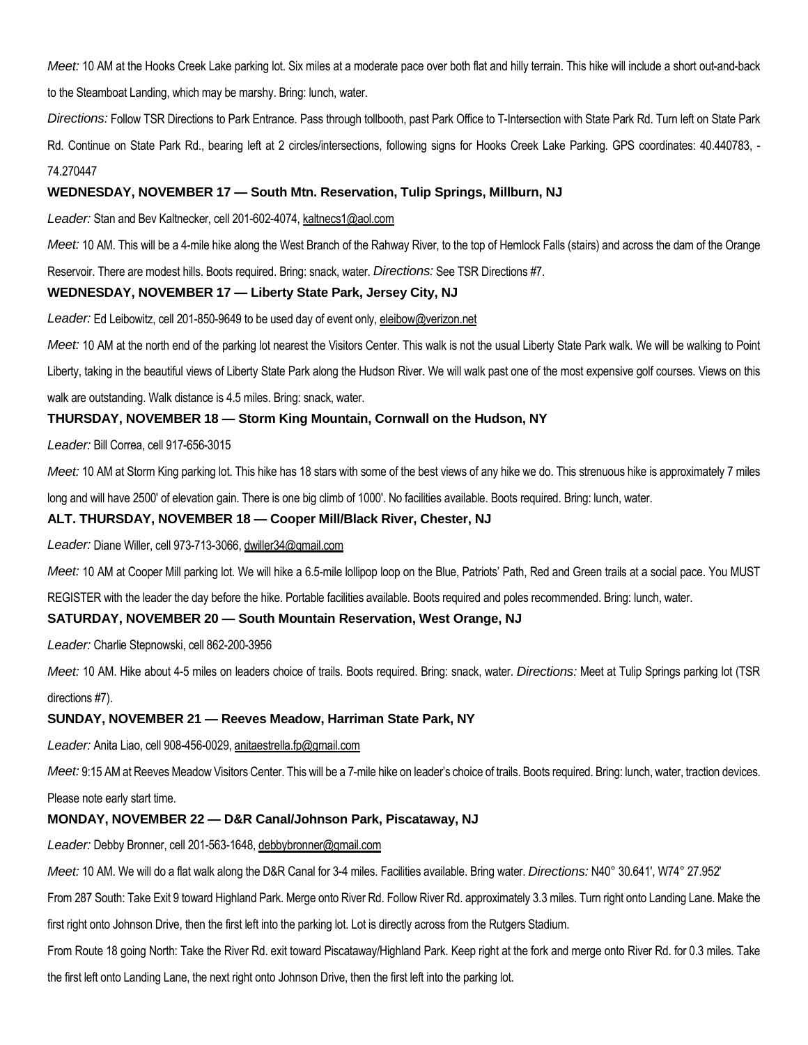*Meet:* 10 AM at the Hooks Creek Lake parking lot. Six miles at a moderate pace over both flat and hilly terrain. This hike will include a short out-and-back to the Steamboat Landing, which may be marshy. Bring: lunch, water.

*Directions:* Follow TSR Directions to Park Entrance. Pass through tollbooth, past Park Office to T-Intersection with State Park Rd. Turn left on State Park Rd. Continue on State Park Rd., bearing left at 2 circles/intersections, following signs for Hooks Creek Lake Parking. GPS coordinates: 40.440783, -74.270447

**WEDNESDAY, NOVEMBER 17 — South Mtn. Reservation, Tulip Springs, Millburn, NJ**

*Leader:* Stan and Bev Kaltnecker, cell 201-602-4074, kaltnecs1@aol.com

*Meet:* 10 AM. This will be a 4-mile hike along the West Branch of the Rahway River, to the top of Hemlock Falls (stairs) and across the dam of the Orange Reservoir. There are modest hills. Boots required. Bring: snack, water. *Directions:* See TSR Directions #7.

**WEDNESDAY, NOVEMBER 17 — Liberty State Park, Jersey City, NJ**

*Leader:* Ed Leibowitz, cell 201-850-9649 to be used day of event only, eleibow@verizon.net

*Meet:* 10 AM at the north end of the parking lot nearest the Visitors Center. This walk is not the usual Liberty State Park walk. We will be walking to Point Liberty, taking in the beautiful views of Liberty State Park along the Hudson River. We will walk past one of the most expensive golf courses. Views on this walk are outstanding. Walk distance is 4.5 miles. Bring: snack, water.

**THURSDAY, NOVEMBER 18 — Storm King Mountain, Cornwall on the Hudson, NY**

*Leader:* Bill Correa, cell 917-656-3015

*Meet:* 10 AM at Storm King parking lot. This hike has 18 stars with some of the best views of any hike we do. This strenuous hike is approximately 7 miles long and will have 2500' of elevation gain. There is one big climb of 1000'. No facilities available. Boots required. Bring: lunch, water.

**ALT. THURSDAY, NOVEMBER 18 — Cooper Mill/Black River, Chester, NJ**

*Leader:* Diane Willer, cell 973-713-3066, dwiller34@gmail.com

*Meet:* 10 AM at Cooper Mill parking lot. We will hike a 6.5-mile lollipop loop on the Blue, Patriots' Path, Red and Green trails at a social pace. You MUST REGISTER with the leader the day before the hike. Portable facilities available. Boots required and poles recommended. Bring: lunch, water.

**SATURDAY, NOVEMBER 20 — South Mountain Reservation, West Orange, NJ**

*Leader:* Charlie Stepnowski, cell 862-200-3956

*Meet:* 10 AM. Hike about 4-5 miles on leaders choice of trails. Boots required. Bring: snack, water. *Directions:* Meet at Tulip Springs parking lot (TSR directions #7).

**SUNDAY, NOVEMBER 21 — Reeves Meadow, Harriman State Park, NY**

*Leader:* Anita Liao, cell 908-456-0029, anitaestrella.fp@gmail.com

*Meet:* 9:15 AM at Reeves Meadow Visitors Center. This will be a 7-mile hike on leader's choice of trails. Boots required. Bring: lunch, water, traction devices. Please note early start time.

**MONDAY, NOVEMBER 22 — D&R Canal/Johnson Park, Piscataway, NJ**

*Leader:* Debby Bronner, cell 201-563-1648, debbybronner@gmail.com

*Meet:* 10 AM. We will do a flat walk along the D&R Canal for 3-4 miles. Facilities available. Bring water. *Directions:* N40° 30.641', W74° 27.952'

From 287 South: Take Exit 9 toward Highland Park. Merge onto River Rd. Follow River Rd. approximately 3.3 miles. Turn right onto Landing Lane. Make the first right onto Johnson Drive, then the first left into the parking lot. Lot is directly across from the Rutgers Stadium.

From Route 18 going North: Take the River Rd. exit toward Piscataway/Highland Park. Keep right at the fork and merge onto River Rd. for 0.3 miles. Take the first left onto Landing Lane, the next right onto Johnson Drive, then the first left into the parking lot.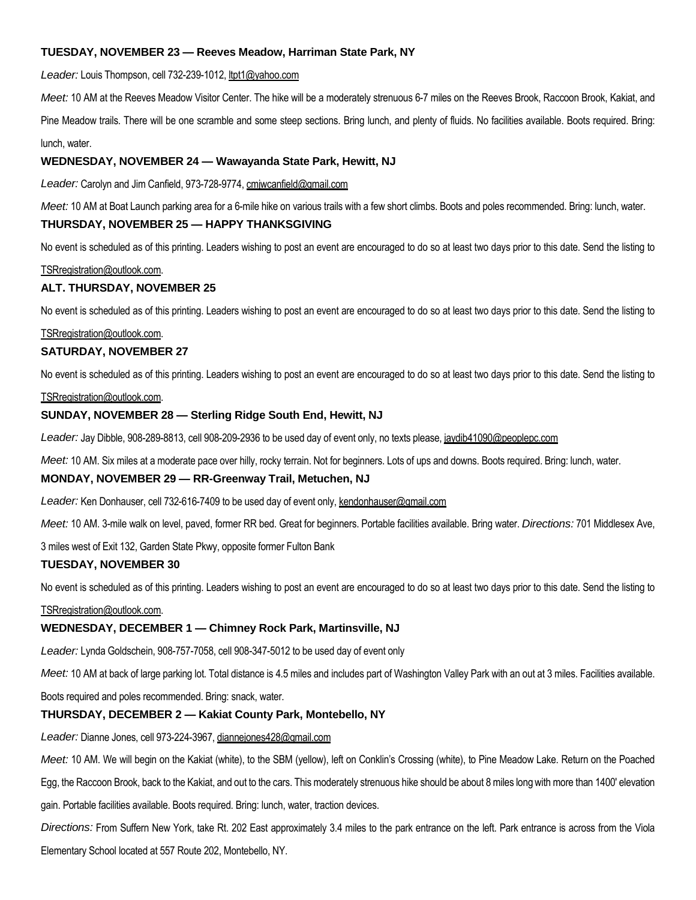### TUESDAY, NOVEMBER 23 — Reeves Meadow, Harriman State Park, NY

*Leader:* Louis Thompson, cell 732-239-1012, ltpt1@yahoo.com

*Meet:* 10 AM at the Reeves Meadow Visitor Center. The hike will be a moderately strenuous 6-7 miles on the Reeves Brook, Raccoon Brook, Kakiat, and Pine Meadow trails. There will be one scramble and some steep sections. Bring lunch, and plenty of fluids. No facilities available. Boots required. Bring: lunch, water.

### WEDNESDAY, NOVEMBER 24 — Wawayanda State Park, Hewitt, NJ

*Leader:* Carolyn and Jim Canfield, 973-728-9774, cmjwcanfield@gmail.com

*Meet:* 10 AM at Boat Launch parking area for a 6-mile hike on various trails with a few short climbs. Boots and poles recommended. Bring: lunch, water.

### THURSDAY, NOVEMBER 25 — HAPPY THANKSGIVING

No event is scheduled as of this printing. Leaders wishing to post an event are encouraged to do so at least two days prior to this date. Send the listing to TSRregistration@outlook.com.

### ALT. THURSDAY, NOVEMBER 25

No event is scheduled as of this printing. Leaders wishing to post an event are encouraged to do so at least two days prior to this date. Send the listing to TSRregistration@outlook.com.

### SATURDAY, NOVEMBER 27

No event is scheduled as of this printing. Leaders wishing to post an event are encouraged to do so at least two days prior to this date. Send the listing to TSRregistration@outlook.com.

### SUNDAY, NOVEMBER 28 — Sterling Ridge South End, Hewitt, NJ

*Leader:* Jay Dibble, 908-289-8813, cell 908-209-2936 to be used day of event only, no texts please, jaydib41090@peoplepc.com

*Meet:* 10 AM. Six miles at a moderate pace over hilly, rocky terrain. Not for beginners. Lots of ups and downs. Boots required. Bring: lunch, water.

### MONDAY, NOVEMBER 29 — RR-Greenway Trail, Metuchen, NJ

*Leader:* Ken Donhauser, cell 732-616-7409 to be used day of event only, kendonhauser@gmail.com

*Meet:* 10 AM. 3-mile walk on level, paved, former RR bed. Great for beginners. Portable facilities available. Bring water. *Directions:* 701 Middlesex Ave, 3 miles west of Exit 132, Garden State Pkwy, opposite former Fulton Bank

### TUESDAY, NOVEMBER 30

No event is scheduled as of this printing. Leaders wishing to post an event are encouraged to do so at least two days prior to this date. Send the listing to TSRregistration@outlook.com.

### WEDNESDAY, DECEMBER 1 — Chimney Rock Park, Martinsville, NJ

*Leader:* Lynda Goldschein, 908-757-7058, cell 908-347-5012 to be used day of event only

*Meet:* 10 AM at back of large parking lot. Total distance is 4.5 miles and includes part of Washington Valley Park with an out at 3 miles. Facilities available. Boots required and poles recommended. Bring: snack, water.

### THURSDAY, DECEMBER 2 — Kakiat County Park, Montebello, NY

*Leader:* Dianne Jones, cell 973-224-3967, diannejones428@gmail.com

*Meet:* 10 AM. We will begin on the Kakiat (white), to the SBM (yellow), left on Conklin's Crossing (white), to Pine Meadow Lake. Return on the Poached Egg, the Raccoon Brook, back to the Kakiat, and out to the cars. This moderately strenuous hike should be about 8 miles long with more than 1400' elevation gain. Portable facilities available. Boots required. Bring: lunch, water, traction devices.

*Directions:* From Suffern New York, take Rt. 202 East approximately 3.4 miles to the park entrance on the left. Park entrance is across from the Viola Elementary School located at 557 Route 202, Montebello, NY.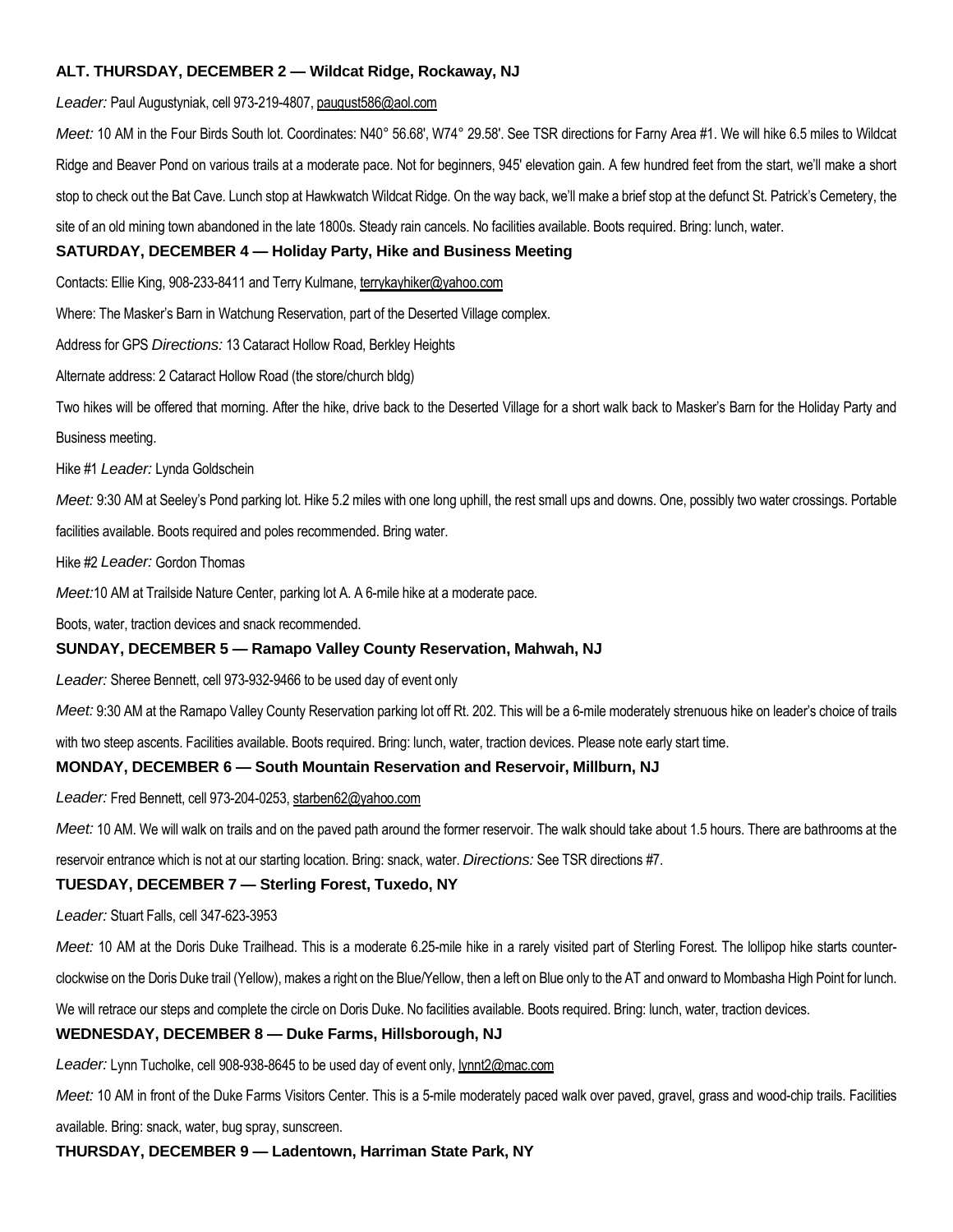### ALT. THURSDAY, DECEMBER 2 — Wildcat Ridge, Rockaway, NJ

*Leader:* Paul Augustyniak, cell 973-219-4807, paugust586@aol.com

*Meet:* 10 AM in the Four Birds South lot. Coordinates: N40° 56.68', W74° 29.58'. See TSR directions for Farny Area #1. We will hike 6.5 miles to Wildcat Ridge and Beaver Pond on various trails at a moderate pace. Not for beginners, 945' elevation gain. A few hundred feet from the start, we'll make a short stop to check out the Bat Cave. Lunch stop at Hawkwatch Wildcat Ridge. On the way back, we'll make a brief stop at the defunct St. Patrick's Cemetery, the site of an old mining town abandoned in the late 1800s. Steady rain cancels. No facilities available. Boots required. Bring: lunch, water.

### SATURDAY, DECEMBER 4 — Holiday Party, Hike and Business Meeting

Contacts: Ellie King, 908-233-8411 and Terry Kulmane, terrykayhiker@yahoo.com

Where: The Masker's Barn in Watchung Reservation, part of the Deserted Village complex.

Address for GPS *Directions:* 13 Cataract Hollow Road, Berkley Heights

Alternate address: 2 Cataract Hollow Road (the store/church bldg)

Two hikes will be offered that morning. After the hike, drive back to the Deserted Village for a short walk back to Masker's Barn for the Holiday Party and Business meeting.

Hike #1 *Leader:* Lynda Goldschein

*Meet:* 9:30 AM at Seeley's Pond parking lot. Hike 5.2 miles with one long uphill, the rest small ups and downs. One, possibly two water crossings. Portable facilities available. Boots required and poles recommended. Bring water.

Hike #2 *Leader:* Gordon Thomas

*Meet:*10 AM at Trailside Nature Center, parking lot A. A 6-mile hike at a moderate pace.

Boots, water, traction devices and snack recommended.

### SUNDAY, DECEMBER 5 — Ramapo Valley County Reservation, Mahwah, NJ

*Leader:* Sheree Bennett, cell 973-932-9466 to be used day of event only

*Meet:* 9:30 AM at the Ramapo Valley County Reservation parking lot off Rt. 202. This will be a 6-mile moderately strenuous hike on leader's choice of trails with two steep ascents. Facilities available. Boots required. Bring: lunch, water, traction devices. Please note early start time.

### MONDAY, DECEMBER 6 — South Mountain Reservation and Reservoir, Millburn, NJ

*Leader:* Fred Bennett, cell 973-204-0253, starben62@yahoo.com

*Meet:* 10 AM. We will walk on trails and on the paved path around the former reservoir. The walk should take about 1.5 hours. There are bathrooms at the reservoir entrance which is not at our starting location. Bring: snack, water. *Directions:* See TSR directions #7.

### TUESDAY, DECEMBER 7 — Sterling Forest, Tuxedo, NY

*Leader:* Stuart Falls, cell 347-623-3953

*Meet:* 10 AM at the Doris Duke Trailhead. This is a moderate 6.25-mile hike in a rarely visited part of Sterling Forest. The lollipop hike starts counter-clockwise on the Doris Duke trail (Yellow), makes a right on the Blue/Yellow, then a left on Blue only to the AT and onward to Mombasha High Point for lunch. We will retrace our steps and complete the circle on Doris Duke. No facilities available. Boots required. Bring: lunch, water, traction devices.

### WEDNESDAY, DECEMBER 8 — Duke Farms, Hillsborough, NJ

*Leader:* Lynn Tucholke, cell 908-938-8645 to be used day of event only, lynnt2@mac.com

*Meet:* 10 AM in front of the Duke Farms Visitors Center. This is a 5-mile moderately paced walk over paved, gravel, grass and wood-chip trails. Facilities available. Bring: snack, water, bug spray, sunscreen.

### THURSDAY, DECEMBER 9 — Ladentown, Harriman State Park, NY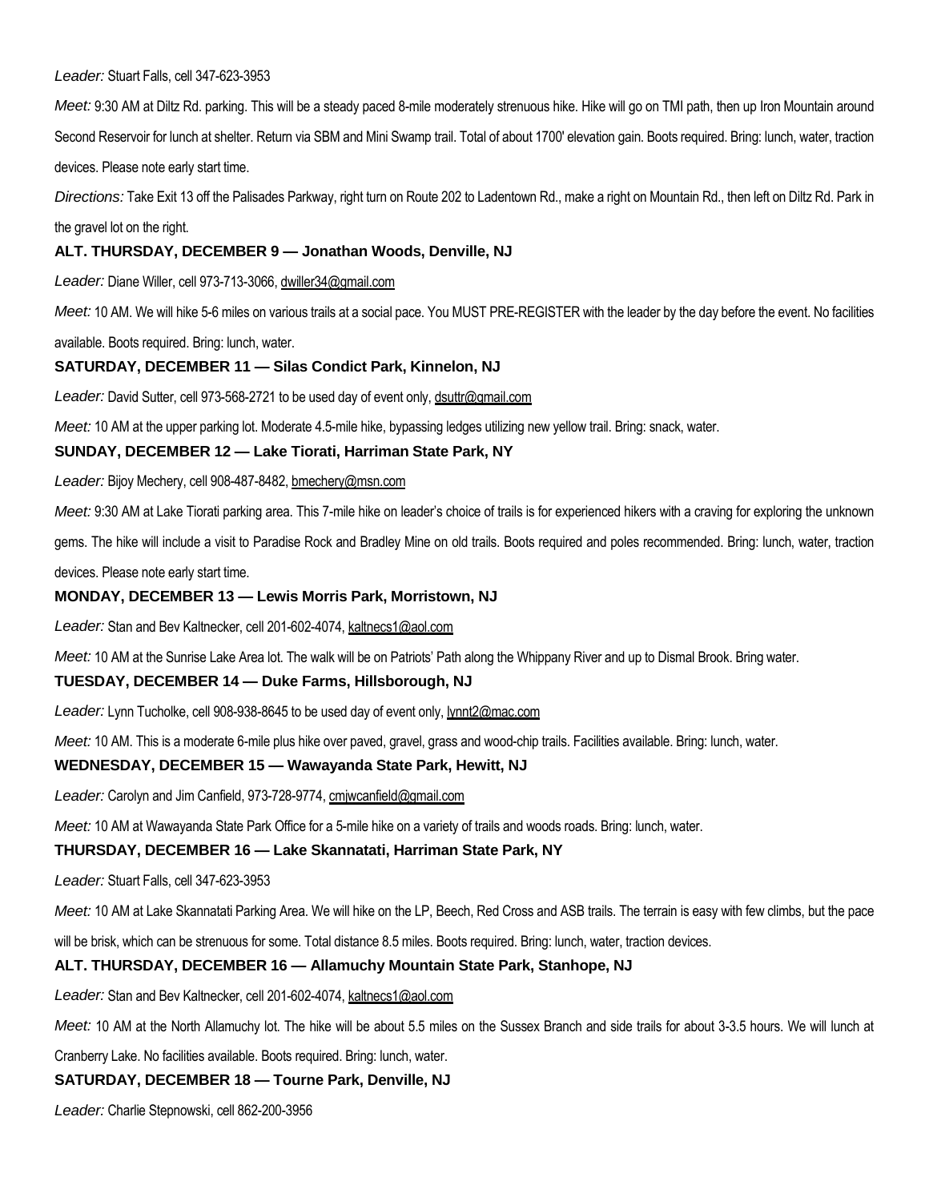*Leader:* Stuart Falls, cell 347-623-3953

*Meet:* 9:30 AM at Diltz Rd. parking. This will be a steady paced 8-mile moderately strenuous hike. Hike will go on TMI path, then up Iron Mountain around Second Reservoir for lunch at shelter. Return via SBM and Mini Swamp trail. Total of about 1700' elevation gain. Boots required. Bring: lunch, water, traction devices. Please note early start time.

*Directions:* Take Exit 13 off the Palisades Parkway, right turn on Route 202 to Ladentown Rd., make a right on Mountain Rd., then left on Diltz Rd. Park in the gravel lot on the right.

### ALT. THURSDAY, DECEMBER 9 — Jonathan Woods, Denville, NJ

*Leader:* Diane Willer, cell 973-713-3066, dwiller34@gmail.com

*Meet:* 10 AM. We will hike 5-6 miles on various trails at a social pace. You MUST PRE-REGISTER with the leader by the day before the event. No facilities available. Boots required. Bring: lunch, water.

### SATURDAY, DECEMBER 11 — Silas Condict Park, Kinnelon, NJ

*Leader:* David Sutter, cell 973-568-2721 to be used day of event only, dsuttr@gmail.com

*Meet:* 10 AM at the upper parking lot. Moderate 4.5-mile hike, bypassing ledges utilizing new yellow trail. Bring: snack, water.

### SUNDAY, DECEMBER 12 — Lake Tiorati, Harriman State Park, NY

*Leader:* Bijoy Mechery, cell 908-487-8482, bmechery@msn.com

*Meet:* 9:30 AM at Lake Tiorati parking area. This 7-mile hike on leader's choice of trails is for experienced hikers with a craving for exploring the unknown gems. The hike will include a visit to Paradise Rock and Bradley Mine on old trails. Boots required and poles recommended. Bring: lunch, water, traction devices. Please note early start time.

### MONDAY, DECEMBER 13 — Lewis Morris Park, Morristown, NJ

*Leader:* Stan and Bev Kaltnecker, cell 201-602-4074, kaltnecs1@aol.com

*Meet:* 10 AM at the Sunrise Lake Area lot. The walk will be on Patriots' Path along the Whippany River and up to Dismal Brook. Bring water.

### TUESDAY, DECEMBER 14 — Duke Farms, Hillsborough, NJ

*Leader:* Lynn Tucholke, cell 908-938-8645 to be used day of event only, lynnt2@mac.com

*Meet:* 10 AM. This is a moderate 6-mile plus hike over paved, gravel, grass and wood-chip trails. Facilities available. Bring: lunch, water.

### WEDNESDAY, DECEMBER 15 — Wawayanda State Park, Hewitt, NJ

*Leader:* Carolyn and Jim Canfield, 973-728-9774, cmjwcanfield@gmail.com

*Meet:* 10 AM at Wawayanda State Park Office for a 5-mile hike on a variety of trails and woods roads. Bring: lunch, water.

### THURSDAY, DECEMBER 16 — Lake Skannatati, Harriman State Park, NY

*Leader:* Stuart Falls, cell 347-623-3953

*Meet:* 10 AM at Lake Skannatati Parking Area. We will hike on the LP, Beech, Red Cross and ASB trails. The terrain is easy with few climbs, but the pace will be brisk, which can be strenuous for some. Total distance 8.5 miles. Boots required. Bring: lunch, water, traction devices.

### ALT. THURSDAY, DECEMBER 16 — Allamuchy Mountain State Park, Stanhope, NJ

*Leader:* Stan and Bev Kaltnecker, cell 201-602-4074, kaltnecs1@aol.com

*Meet:* 10 AM at the North Allamuchy lot. The hike will be about 5.5 miles on the Sussex Branch and side trails for about 3-3.5 hours. We will lunch at Cranberry Lake. No facilities available. Boots required. Bring: lunch, water.

### SATURDAY, DECEMBER 18 — Tourne Park, Denville, NJ

*Leader:* Charlie Stepnowski, cell 862-200-3956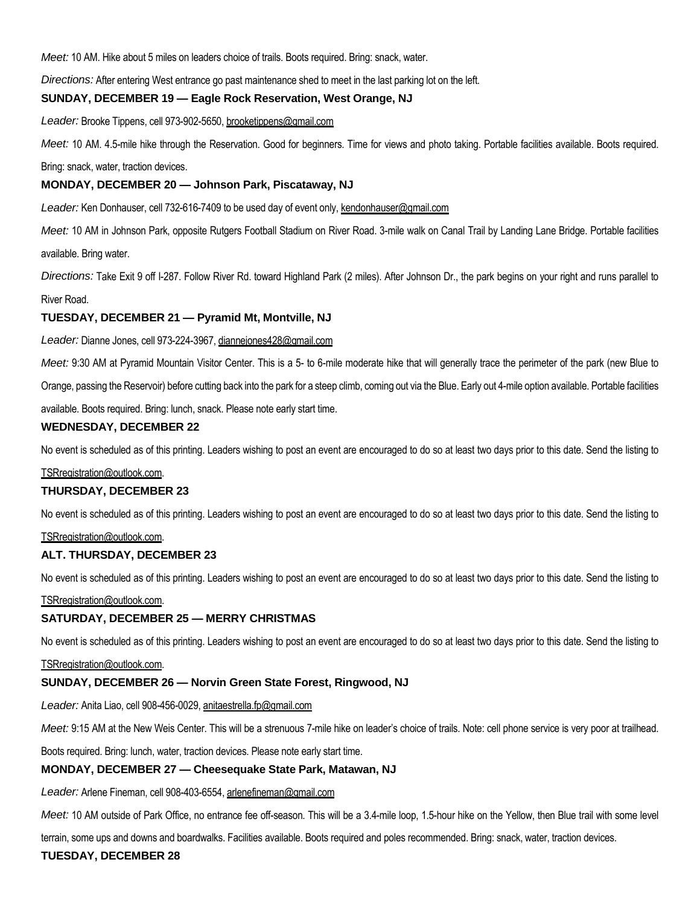*Meet:* 10 AM. Hike about 5 miles on leaders choice of trails. Boots required. Bring: snack, water.

*Directions:* After entering West entrance go past maintenance shed to meet in the last parking lot on the left.

**SUNDAY, DECEMBER 19 — Eagle Rock Reservation, West Orange, NJ**

*Leader:* Brooke Tippens, cell 973-902-5650, brooketippens@gmail.com

*Meet:* 10 AM. 4.5-mile hike through the Reservation. Good for beginners. Time for views and photo taking. Portable facilities available. Boots required. Bring: snack, water, traction devices.

**MONDAY, DECEMBER 20 — Johnson Park, Piscataway, NJ**

*Leader:* Ken Donhauser, cell 732-616-7409 to be used day of event only, kendonhauser@gmail.com

*Meet:* 10 AM in Johnson Park, opposite Rutgers Football Stadium on River Road. 3-mile walk on Canal Trail by Landing Lane Bridge. Portable facilities available. Bring water.

*Directions:* Take Exit 9 off I-287. Follow River Rd. toward Highland Park (2 miles). After Johnson Dr., the park begins on your right and runs parallel to River Road.

**TUESDAY, DECEMBER 21 — Pyramid Mt, Montville, NJ**

*Leader:* Dianne Jones, cell 973-224-3967, diannejones428@gmail.com

*Meet:* 9:30 AM at Pyramid Mountain Visitor Center. This is a 5- to 6-mile moderate hike that will generally trace the perimeter of the park (new Blue to Orange, passing the Reservoir) before cutting back into the park for a steep climb, coming out via the Blue. Early out 4-mile option available. Portable facilities available. Boots required. Bring: lunch, snack. Please note early start time.

**WEDNESDAY, DECEMBER 22**

No event is scheduled as of this printing. Leaders wishing to post an event are encouraged to do so at least two days prior to this date. Send the listing to TSRregistration@outlook.com.

**THURSDAY, DECEMBER 23**

No event is scheduled as of this printing. Leaders wishing to post an event are encouraged to do so at least two days prior to this date. Send the listing to TSRregistration@outlook.com.

**ALT. THURSDAY, DECEMBER 23**

No event is scheduled as of this printing. Leaders wishing to post an event are encouraged to do so at least two days prior to this date. Send the listing to TSRregistration@outlook.com.

**SATURDAY, DECEMBER 25 — MERRY CHRISTMAS**

No event is scheduled as of this printing. Leaders wishing to post an event are encouraged to do so at least two days prior to this date. Send the listing to TSRregistration@outlook.com.

**SUNDAY, DECEMBER 26 — Norvin Green State Forest, Ringwood, NJ**

*Leader:* Anita Liao, cell 908-456-0029, anitaestrella.fp@gmail.com

*Meet:* 9:15 AM at the New Weis Center. This will be a strenuous 7-mile hike on leader's choice of trails. Note: cell phone service is very poor at trailhead. Boots required. Bring: lunch, water, traction devices. Please note early start time.

**MONDAY, DECEMBER 27 — Cheesequake State Park, Matawan, NJ**

*Leader:* Arlene Fineman, cell 908-403-6554, arlenefineman@gmail.com

*Meet:* 10 AM outside of Park Office, no entrance fee off-season. This will be a 3.4-mile loop, 1.5-hour hike on the Yellow, then Blue trail with some level terrain, some ups and downs and boardwalks. Facilities available. Boots required and poles recommended. Bring: snack, water, traction devices.

**TUESDAY, DECEMBER 28**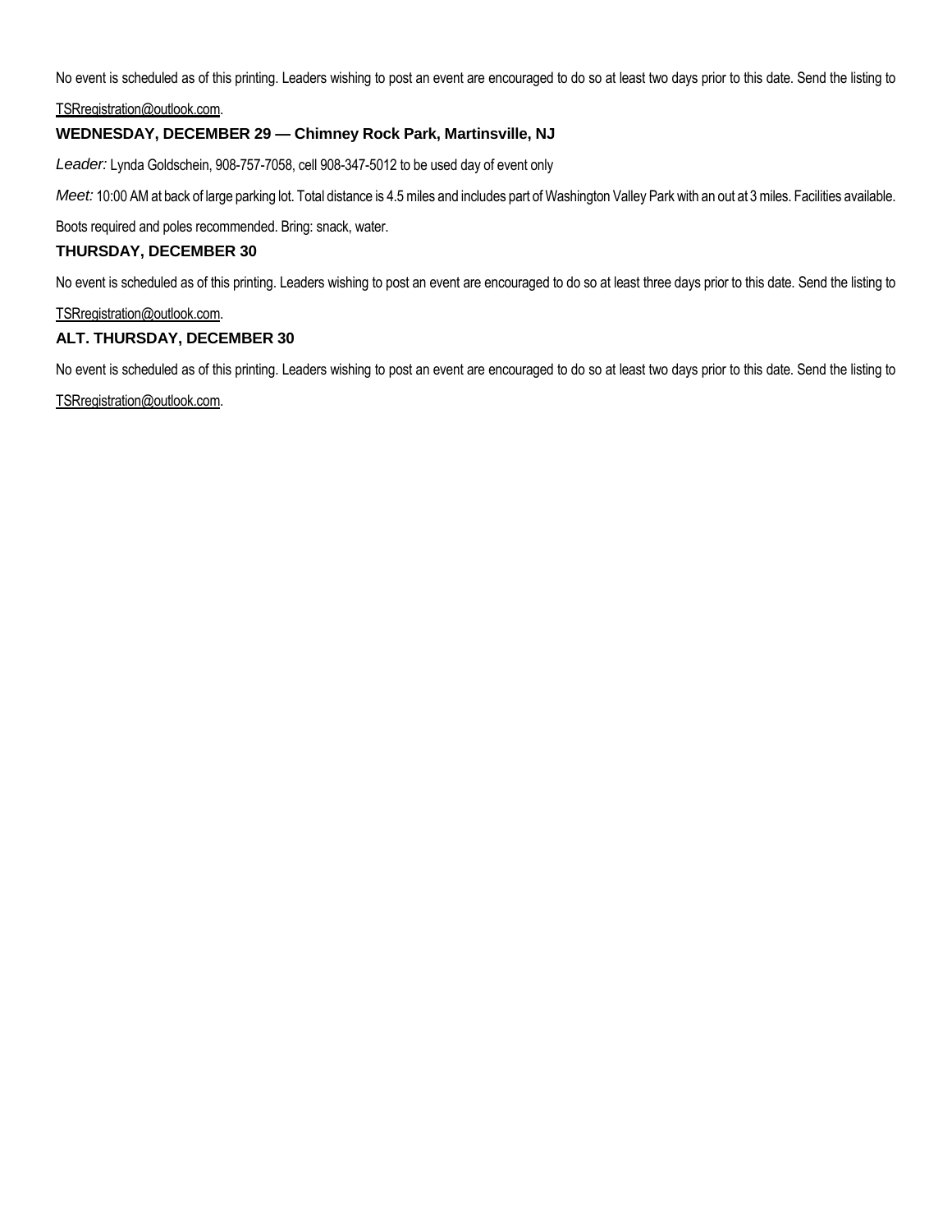No event is scheduled as of this printing. Leaders wishing to post an event are encouraged to do so at least two days prior to this date. Send the listing to TSRregistration@outlook.com.

### WEDNESDAY, DECEMBER 29 — Chimney Rock Park, Martinsville, NJ

*Leader:* Lynda Goldschein, 908-757-7058, cell 908-347-5012 to be used day of event only

*Meet:* 10:00 AM at back of large parking lot. Total distance is 4.5 miles and includes part of Washington Valley Park with an out at 3 miles. Facilities available. Boots required and poles recommended. Bring: snack, water.

### THURSDAY, DECEMBER 30

No event is scheduled as of this printing. Leaders wishing to post an event are encouraged to do so at least three days prior to this date. Send the listing to TSRregistration@outlook.com.

### ALT. THURSDAY, DECEMBER 30

No event is scheduled as of this printing. Leaders wishing to post an event are encouraged to do so at least two days prior to this date. Send the listing to TSRregistration@outlook.com.